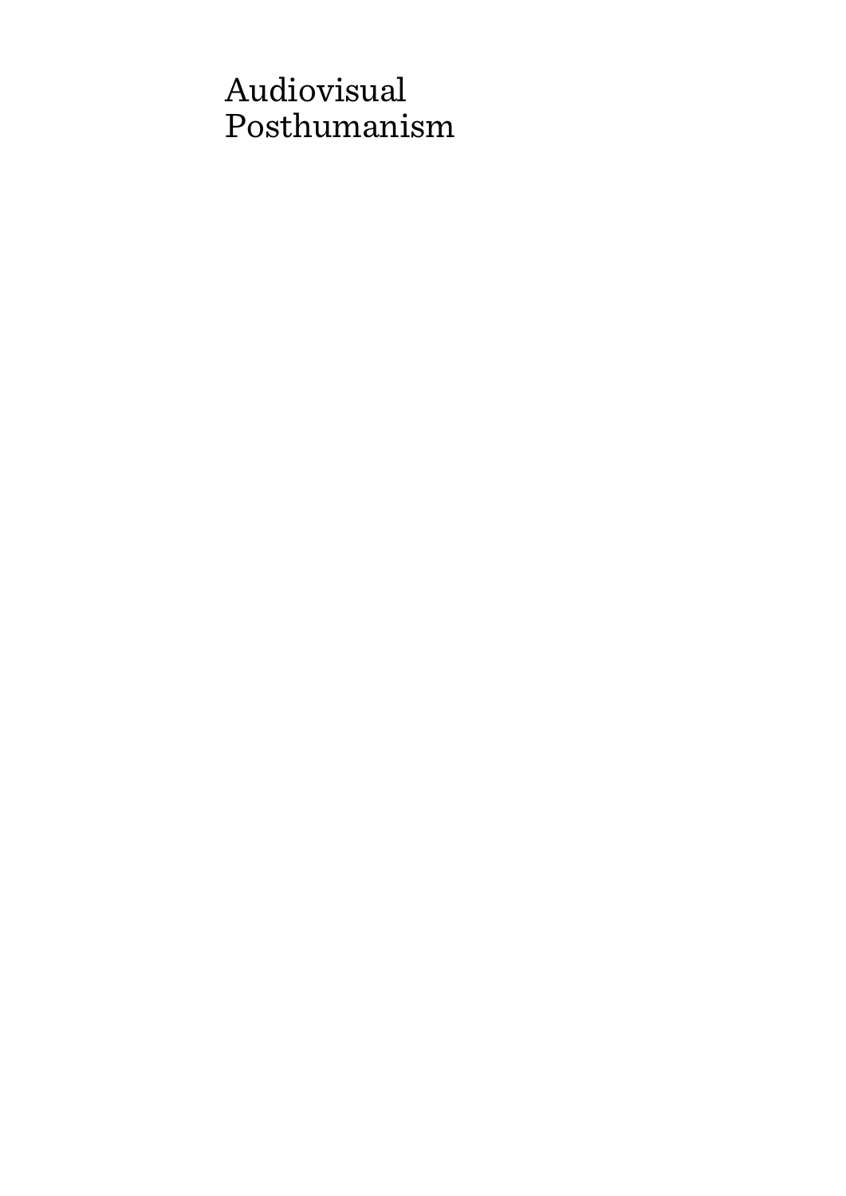# Audiovisual Posthumanism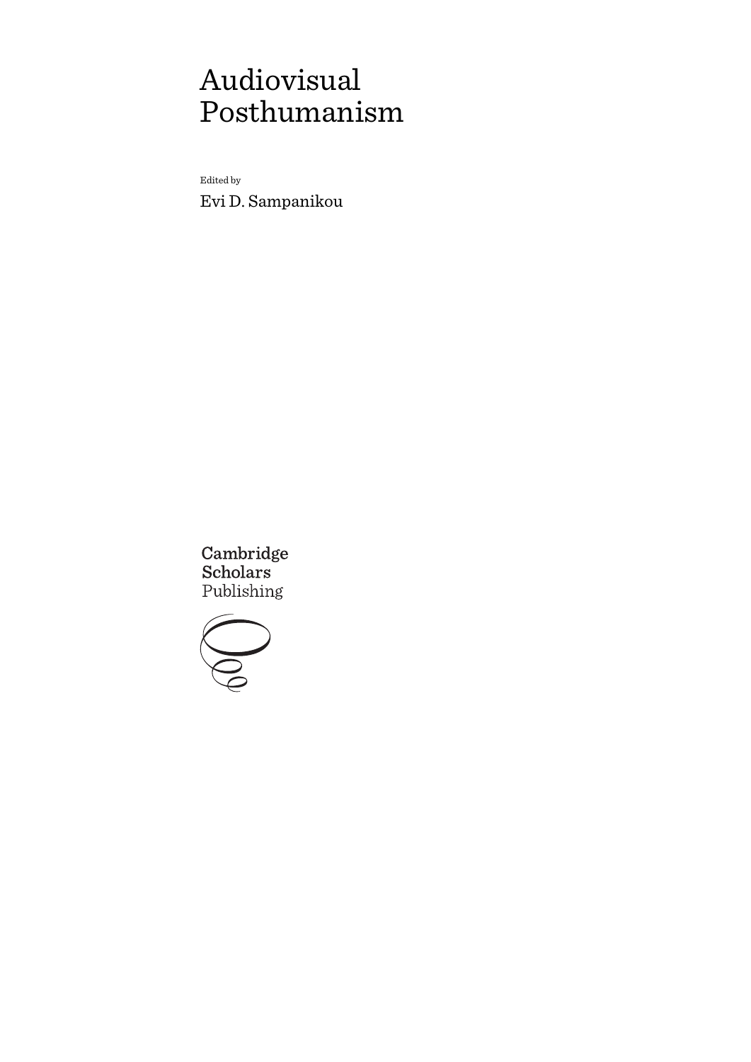# Audiovisual Posthumanism

Edited by

Evi D. Sampanikou

Cambridge Scholars Publishing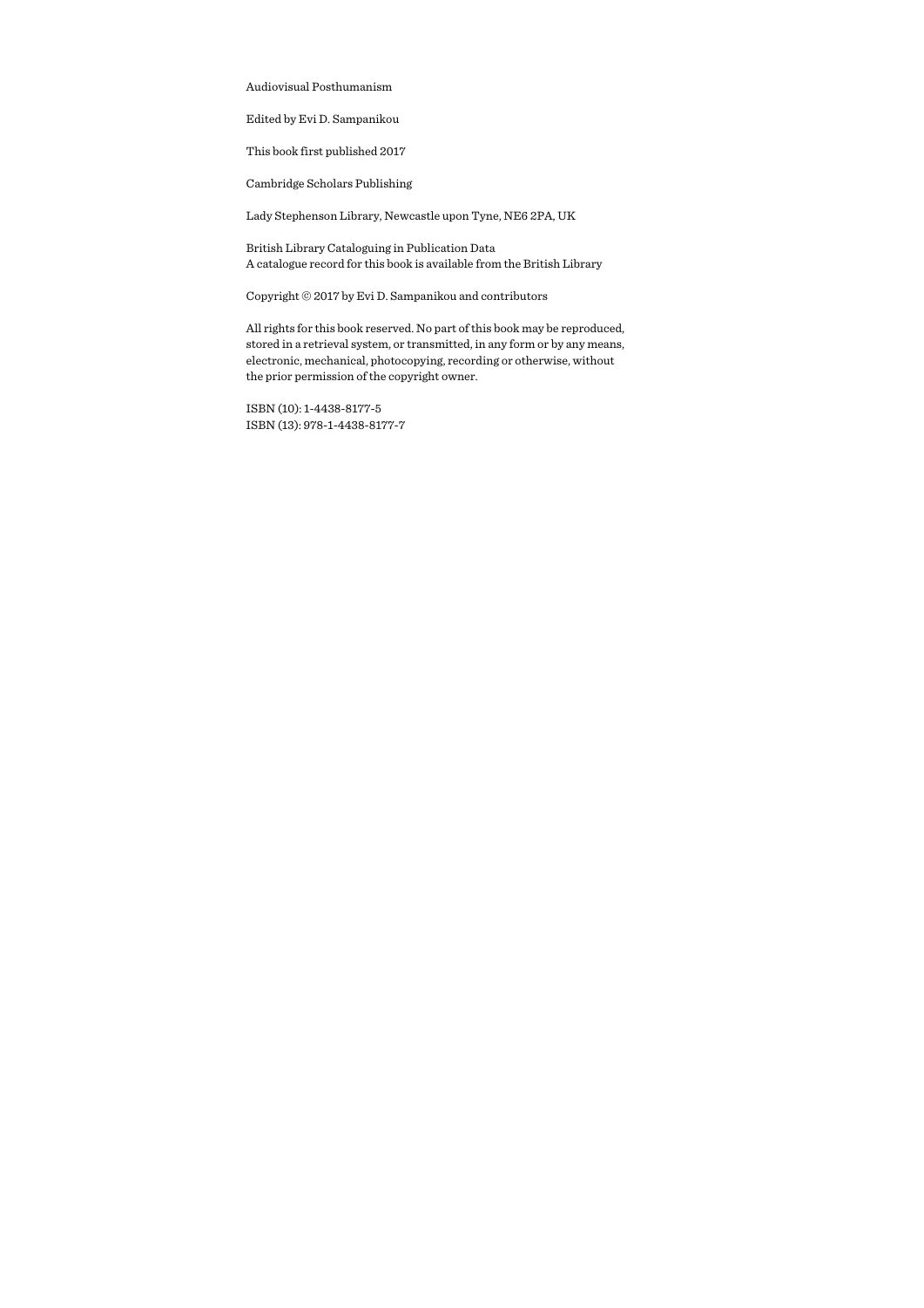Audiovisual Posthumanism

Edited by Evi D. Sampanikou

This book first published 2017

Cambridge Scholars Publishing

Lady Stephenson Library, Newcastle upon Tyne, NE6 2PA, UK

British Library Cataloguing in Publication Data
A catalogue record for this book is available from the British Library

Copyright © 2017 by Evi D. Sampanikou and contributors

All rights for this book reserved. No part of this book may be reproduced, stored in a retrieval system, or transmitted, in any form or by any means, electronic, mechanical, photocopying, recording or otherwise, without the prior permission of the copyright owner.

ISBN (10): 1-4438-8177-5
ISBN (13): 978-1-4438-8177-7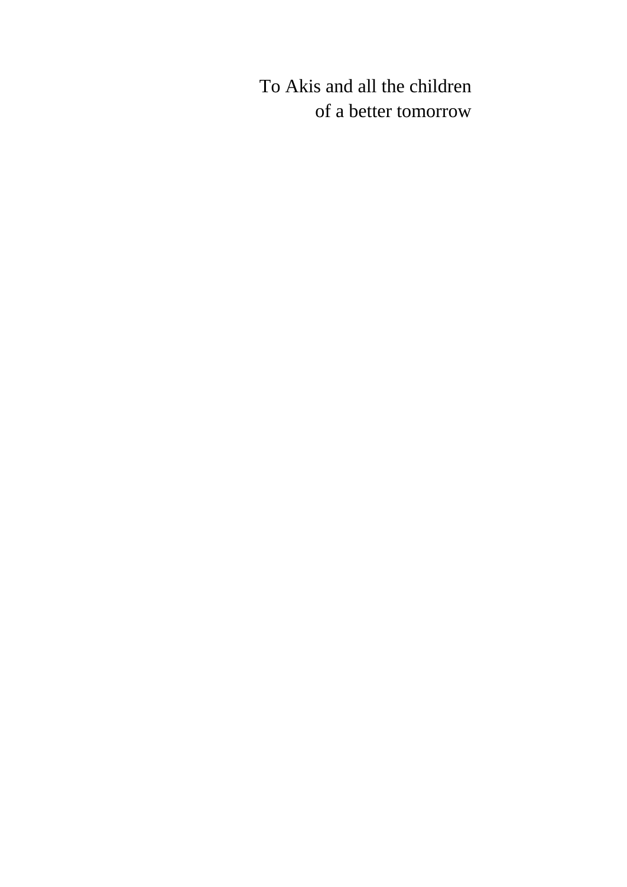To Akis and all the children
of a better tomorrow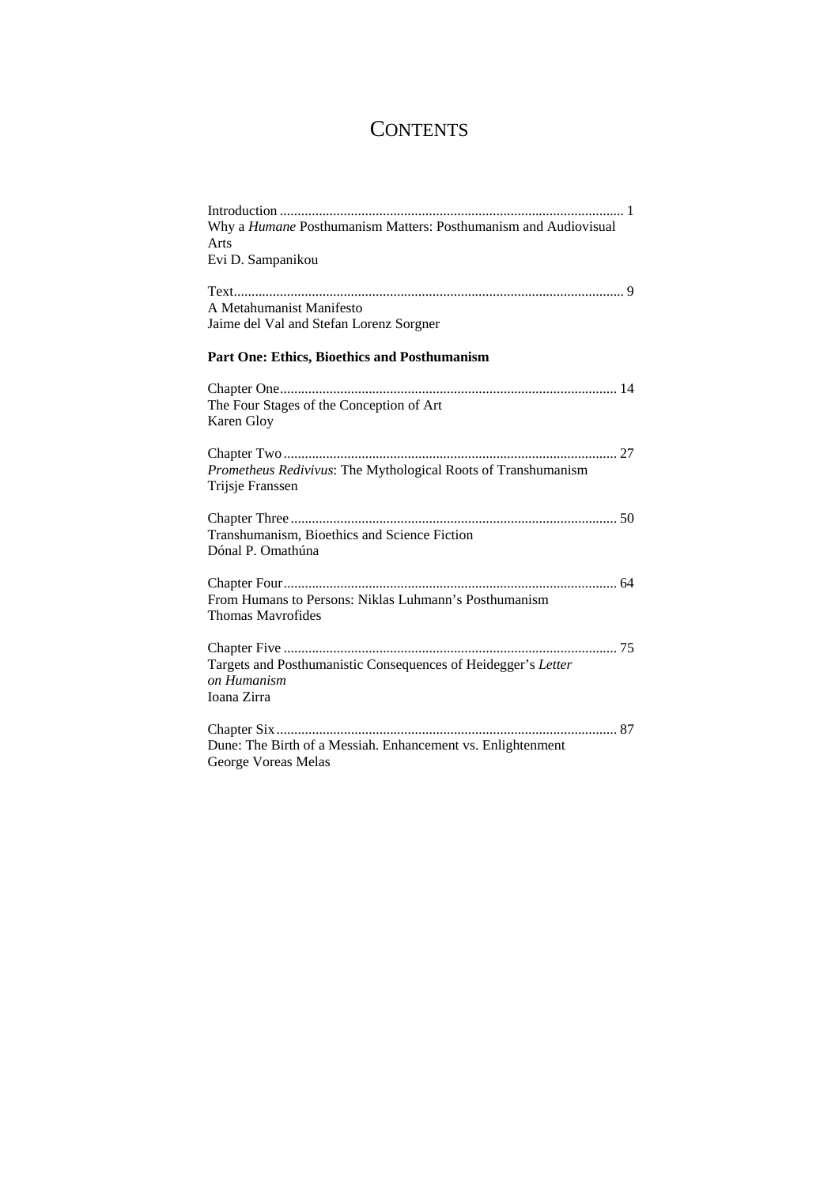# Contents

Introduction ................................................................................................ 1
Why a *Humane* Posthumanism Matters: Posthumanism and Audiovisual Arts
Evi D. Sampanikou

Text............................................................................................................ 9
A Metahumanist Manifesto
Jaime del Val and Stefan Lorenz Sorgner

**Part One: Ethics, Bioethics and Posthumanism**

Chapter One.............................................................................................. 14
The Four Stages of the Conception of Art
Karen Gloy

Chapter Two ............................................................................................. 27
*Prometheus Redivivus*: The Mythological Roots of Transhumanism
Trijsje Franssen

Chapter Three ........................................................................................... 50
Transhumanism, Bioethics and Science Fiction
Dónal P. Omathúna

Chapter Four.............................................................................................. 64
From Humans to Persons: Niklas Luhmann's Posthumanism
Thomas Mavrofides

Chapter Five .............................................................................................. 75
Targets and Posthumanistic Consequences of Heidegger's *Letter on Humanism*
Ioana Zirra

Chapter Six................................................................................................ 87
Dune: The Birth of a Messiah. Enhancement vs. Enlightenment
George Voreas Melas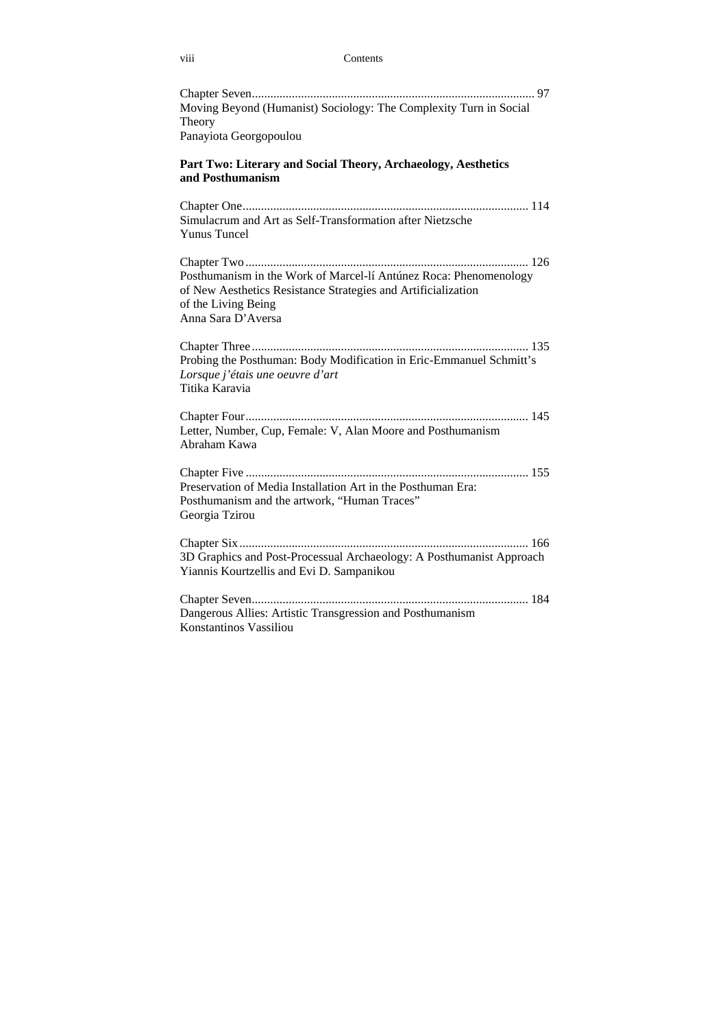Chapter Seven ........................................................................................... 97
Moving Beyond (Humanist) Sociology: The Complexity Turn in Social Theory
Panayiota Georgopoulou

**Part Two: Literary and Social Theory, Archaeology, Aesthetics and Posthumanism**

Chapter One ............................................................................................ 114
Simulacrum and Art as Self-Transformation after Nietzsche
Yunus Tuncel

Chapter Two ........................................................................................... 126
Posthumanism in the Work of Marcel-lí Antúnez Roca: Phenomenology of New Aesthetics Resistance Strategies and Artificialization of the Living Being
Anna Sara D'Aversa

Chapter Three ......................................................................................... 135
Probing the Posthuman: Body Modification in Eric-Emmanuel Schmitt's *Lorsque j'étais une oeuvre d'art*
Titika Karavia

Chapter Four ........................................................................................... 145
Letter, Number, Cup, Female: V, Alan Moore and Posthumanism
Abraham Kawa

Chapter Five ........................................................................................... 155
Preservation of Media Installation Art in the Posthuman Era: Posthumanism and the artwork, "Human Traces"
Georgia Tzirou

Chapter Six ............................................................................................. 166
3D Graphics and Post-Processual Archaeology: A Posthumanist Approach
Yiannis Kourtzellis and Evi D. Sampanikou

Chapter Seven ......................................................................................... 184
Dangerous Allies: Artistic Transgression and Posthumanism
Konstantinos Vassiliou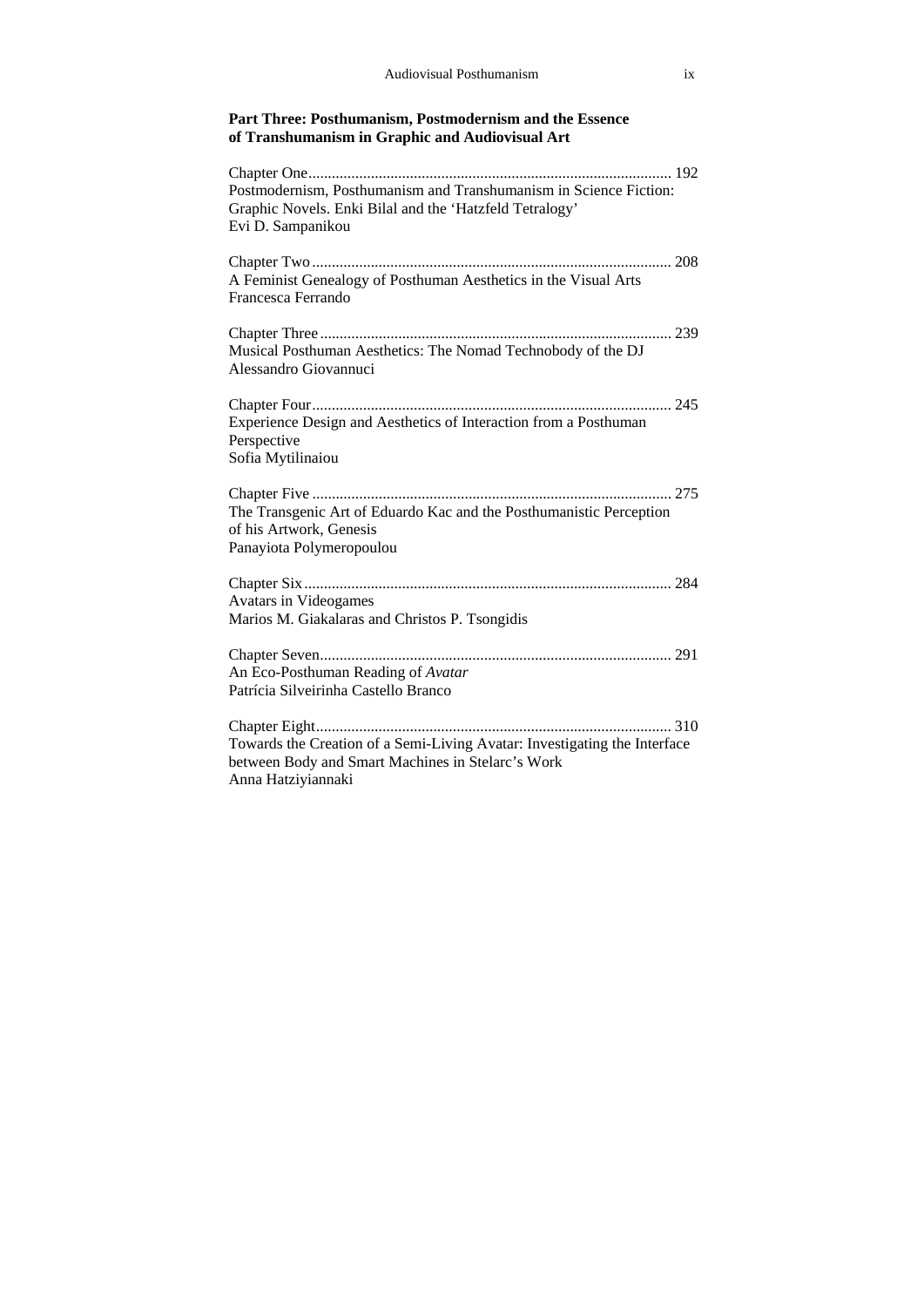**Part Three: Posthumanism, Postmodernism and the Essence of Transhumanism in Graphic and Audiovisual Art**

Chapter One............................................................................................ 192
Postmodernism, Posthumanism and Transhumanism in Science Fiction: Graphic Novels. Enki Bilal and the 'Hatzfeld Tetralogy'
Evi D. Sampanikou

Chapter Two........................................................................................... 208
A Feminist Genealogy of Posthuman Aesthetics in the Visual Arts
Francesca Ferrando

Chapter Three......................................................................................... 239
Musical Posthuman Aesthetics: The Nomad Technobody of the DJ
Alessandro Giovannuci

Chapter Four........................................................................................... 245
Experience Design and Aesthetics of Interaction from a Posthuman Perspective
Sofia Mytilinaiou

Chapter Five........................................................................................... 275
The Transgenic Art of Eduardo Kac and the Posthumanistic Perception of his Artwork, Genesis
Panayiota Polymeropoulou

Chapter Six............................................................................................. 284
Avatars in Videogames
Marios M. Giakalaras and Christos P. Tsongidis

Chapter Seven......................................................................................... 291
An Eco-Posthuman Reading of *Avatar*
Patrícia Silveirinha Castello Branco

Chapter Eight.......................................................................................... 310
Towards the Creation of a Semi-Living Avatar: Investigating the Interface between Body and Smart Machines in Stelarc's Work
Anna Hatziyiannaki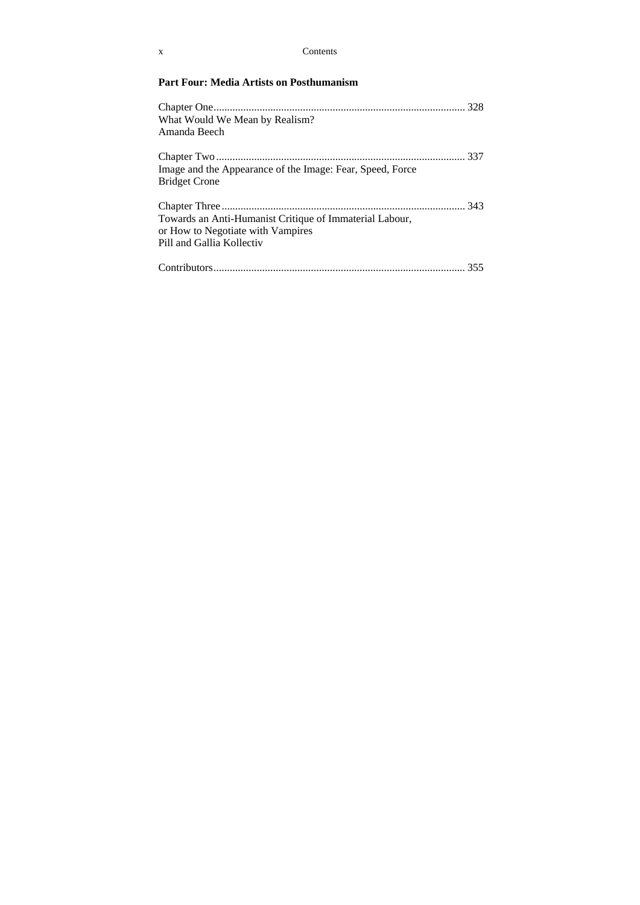### Part Four: Media Artists on Posthumanism

Chapter One ............................................................................................ 328
What Would We Mean by Realism?
Amanda Beech

Chapter Two ............................................................................................ 337
Image and the Appearance of the Image: Fear, Speed, Force
Bridget Crone

Chapter Three .......................................................................................... 343
Towards an Anti-Humanist Critique of Immaterial Labour,
or How to Negotiate with Vampires
Pill and Gallia Kollectiv

Contributors ............................................................................................ 355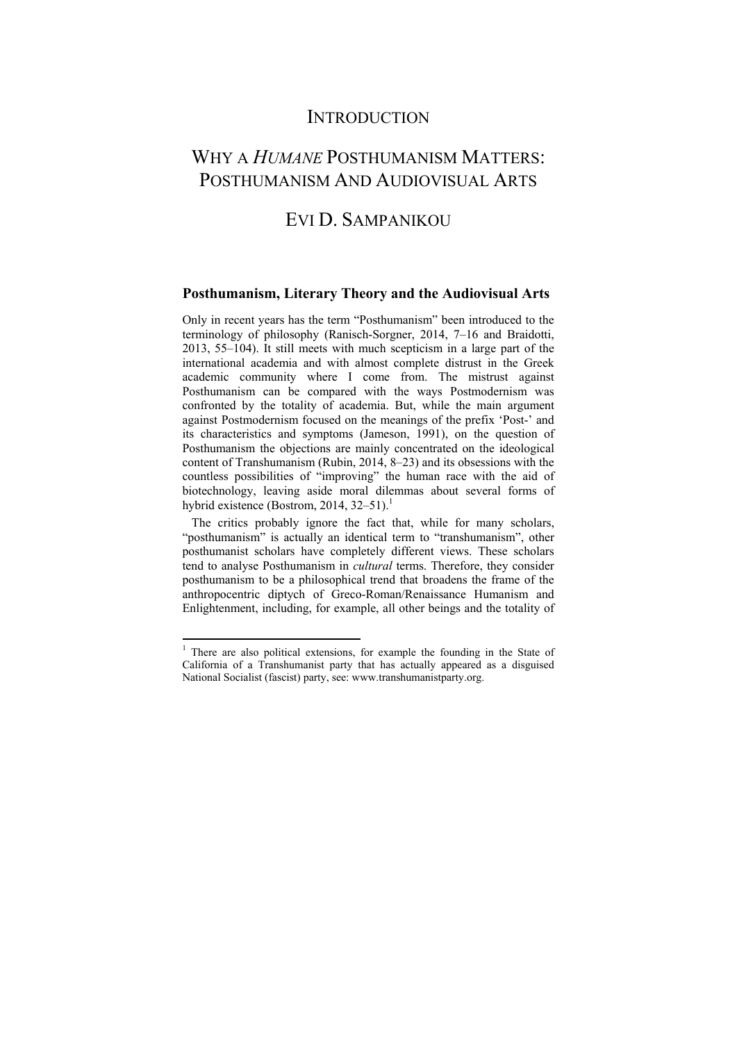# INTRODUCTION

# WHY A *HUMANE* POSTHUMANISM MATTERS: POSTHUMANISM AND AUDIOVISUAL ARTS

## EVI D. SAMPANIKOU

### Posthumanism, Literary Theory and the Audiovisual Arts

Only in recent years has the term "Posthumanism" been introduced to the terminology of philosophy (Ranisch-Sorgner, 2014, 7–16 and Braidotti, 2013, 55–104). It still meets with much scepticism in a large part of the international academia and with almost complete distrust in the Greek academic community where I come from. The mistrust against Posthumanism can be compared with the ways Postmodernism was confronted by the totality of academia. But, while the main argument against Postmodernism focused on the meanings of the prefix 'Post-' and its characteristics and symptoms (Jameson, 1991), on the question of Posthumanism the objections are mainly concentrated on the ideological content of Transhumanism (Rubin, 2014, 8–23) and its obsessions with the countless possibilities of "improving" the human race with the aid of biotechnology, leaving aside moral dilemmas about several forms of hybrid existence (Bostrom, 2014, 32–51).[1]

The critics probably ignore the fact that, while for many scholars, "posthumanism" is actually an identical term to "transhumanism", other posthumanist scholars have completely different views. These scholars tend to analyse Posthumanism in *cultural* terms. Therefore, they consider posthumanism to be a philosophical trend that broadens the frame of the anthropocentric diptych of Greco-Roman/Renaissance Humanism and Enlightenment, including, for example, all other beings and the totality of

[1] There are also political extensions, for example the founding in the State of California of a Transhumanist party that has actually appeared as a disguised National Socialist (fascist) party, see: www.transhumanistparty.org.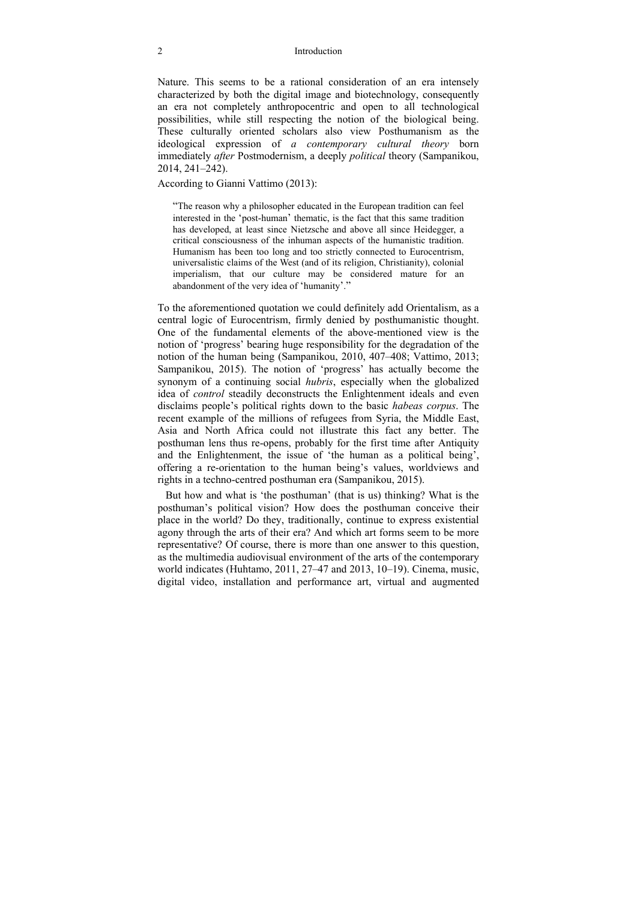Nature. This seems to be a rational consideration of an era intensely characterized by both the digital image and biotechnology, consequently an era not completely anthropocentric and open to all technological possibilities, while still respecting the notion of the biological being. These culturally oriented scholars also view Posthumanism as the ideological expression of *a contemporary cultural theory* born immediately *after* Postmodernism, a deeply *political* theory (Sampanikou, 2014, 241–242).

According to Gianni Vattimo (2013):

> "The reason why a philosopher educated in the European tradition can feel interested in the 'post-human' thematic, is the fact that this same tradition has developed, at least since Nietzsche and above all since Heidegger, a critical consciousness of the inhuman aspects of the humanistic tradition. Humanism has been too long and too strictly connected to Eurocentrism, universalistic claims of the West (and of its religion, Christianity), colonial imperialism, that our culture may be considered mature for an abandonment of the very idea of 'humanity'."

To the aforementioned quotation we could definitely add Orientalism, as a central logic of Eurocentrism, firmly denied by posthumanistic thought. One of the fundamental elements of the above-mentioned view is the notion of 'progress' bearing huge responsibility for the degradation of the notion of the human being (Sampanikou, 2010, 407–408; Vattimo, 2013; Sampanikou, 2015). The notion of 'progress' has actually become the synonym of a continuing social *hubris*, especially when the globalized idea of *control* steadily deconstructs the Enlightenment ideals and even disclaims people's political rights down to the basic *habeas corpus*. The recent example of the millions of refugees from Syria, the Middle East, Asia and North Africa could not illustrate this fact any better. The posthuman lens thus re-opens, probably for the first time after Antiquity and the Enlightenment, the issue of 'the human as a political being', offering a re-orientation to the human being's values, worldviews and rights in a techno-centred posthuman era (Sampanikou, 2015).

But how and what is 'the posthuman' (that is us) thinking? What is the posthuman's political vision? How does the posthuman conceive their place in the world? Do they, traditionally, continue to express existential agony through the arts of their era? And which art forms seem to be more representative? Of course, there is more than one answer to this question, as the multimedia audiovisual environment of the arts of the contemporary world indicates (Huhtamo, 2011, 27–47 and 2013, 10–19). Cinema, music, digital video, installation and performance art, virtual and augmented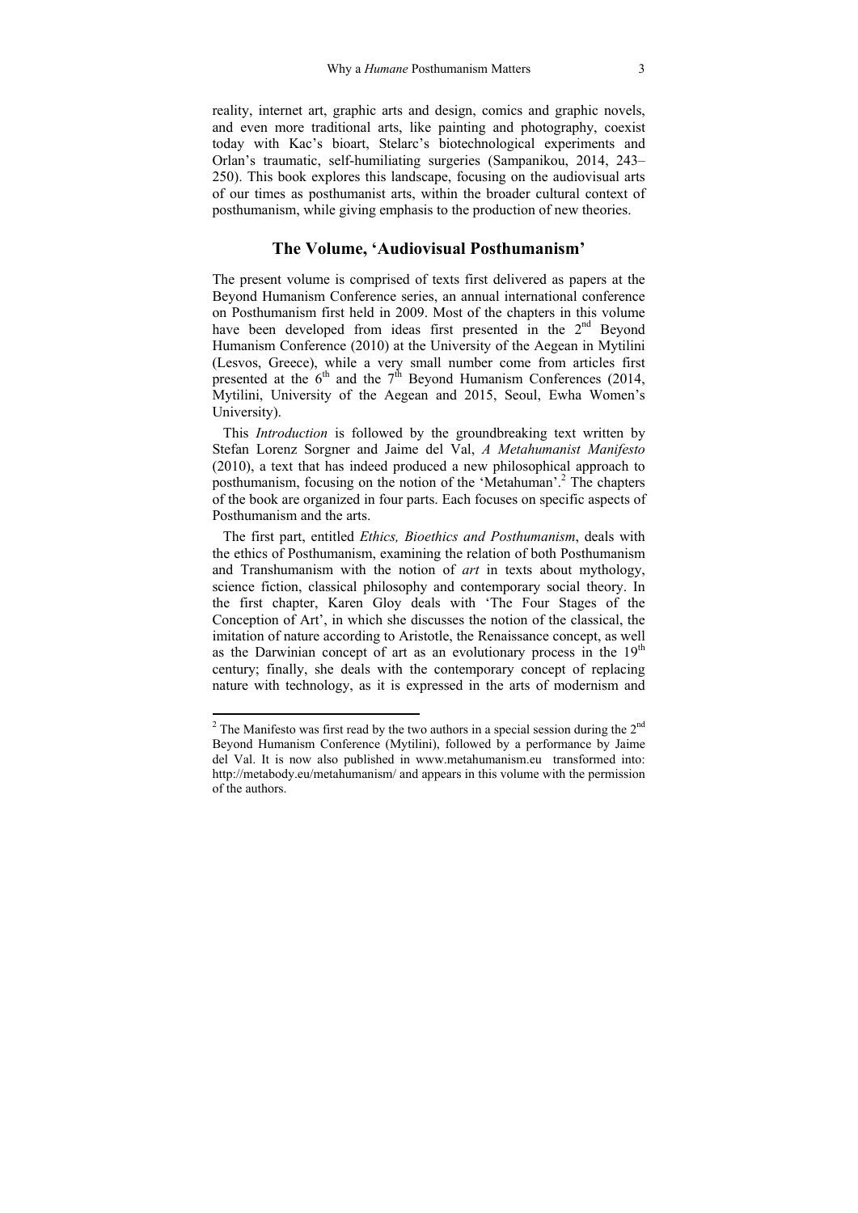reality, internet art, graphic arts and design, comics and graphic novels, and even more traditional arts, like painting and photography, coexist today with Kac's bioart, Stelarc's biotechnological experiments and Orlan's traumatic, self-humiliating surgeries (Sampanikou, 2014, 243–250). This book explores this landscape, focusing on the audiovisual arts of our times as posthumanist arts, within the broader cultural context of posthumanism, while giving emphasis to the production of new theories.

## The Volume, 'Audiovisual Posthumanism'

The present volume is comprised of texts first delivered as papers at the Beyond Humanism Conference series, an annual international conference on Posthumanism first held in 2009. Most of the chapters in this volume have been developed from ideas first presented in the 2nd Beyond Humanism Conference (2010) at the University of the Aegean in Mytilini (Lesvos, Greece), while a very small number come from articles first presented at the 6th and the 7th Beyond Humanism Conferences (2014, Mytilini, University of the Aegean and 2015, Seoul, Ewha Women's University).

This *Introduction* is followed by the groundbreaking text written by Stefan Lorenz Sorgner and Jaime del Val, *A Metahumanist Manifesto* (2010), a text that has indeed produced a new philosophical approach to posthumanism, focusing on the notion of the 'Metahuman'.[2] The chapters of the book are organized in four parts. Each focuses on specific aspects of Posthumanism and the arts.

The first part, entitled *Ethics, Bioethics and Posthumanism*, deals with the ethics of Posthumanism, examining the relation of both Posthumanism and Transhumanism with the notion of *art* in texts about mythology, science fiction, classical philosophy and contemporary social theory. In the first chapter, Karen Gloy deals with 'The Four Stages of the Conception of Art', in which she discusses the notion of the classical, the imitation of nature according to Aristotle, the Renaissance concept, as well as the Darwinian concept of art as an evolutionary process in the 19th century; finally, she deals with the contemporary concept of replacing nature with technology, as it is expressed in the arts of modernism and

---

[2] The Manifesto was first read by the two authors in a special session during the 2nd Beyond Humanism Conference (Mytilini), followed by a performance by Jaime del Val. It is now also published in www.metahumanism.eu transformed into: http://metabody.eu/metahumanism/ and appears in this volume with the permission of the authors.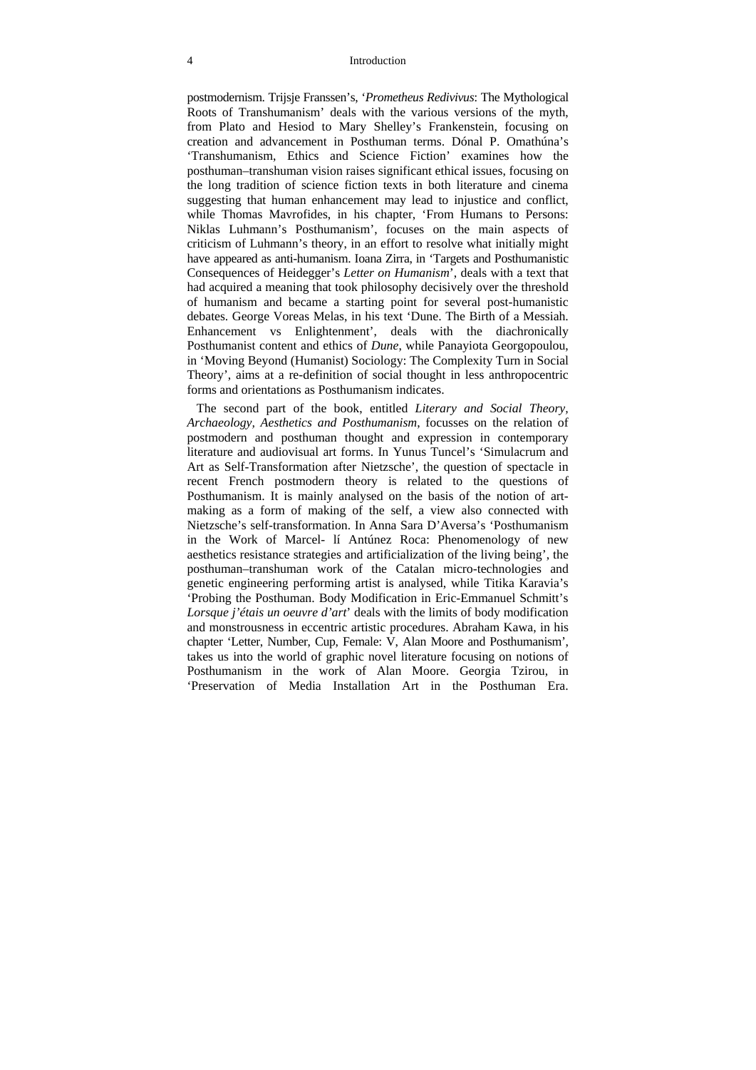postmodernism. Trijsje Franssen's, '*Prometheus Redivivus*: The Mythological Roots of Transhumanism' deals with the various versions of the myth, from Plato and Hesiod to Mary Shelley's Frankenstein, focusing on creation and advancement in Posthuman terms. Dónal P. Omathúna's 'Transhumanism, Ethics and Science Fiction' examines how the posthuman–transhuman vision raises significant ethical issues, focusing on the long tradition of science fiction texts in both literature and cinema suggesting that human enhancement may lead to injustice and conflict, while Thomas Mavrofides, in his chapter, 'From Humans to Persons: Niklas Luhmann's Posthumanism', focuses on the main aspects of criticism of Luhmann's theory, in an effort to resolve what initially might have appeared as anti-humanism. Ioana Zirra, in 'Targets and Posthumanistic Consequences of Heidegger's *Letter on Humanism*', deals with a text that had acquired a meaning that took philosophy decisively over the threshold of humanism and became a starting point for several post-humanistic debates. George Voreas Melas, in his text 'Dune. The Birth of a Messiah. Enhancement vs Enlightenment', deals with the diachronically Posthumanist content and ethics of *Dune*, while Panayiota Georgopoulou, in 'Moving Beyond (Humanist) Sociology: The Complexity Turn in Social Theory', aims at a re-definition of social thought in less anthropocentric forms and orientations as Posthumanism indicates.

The second part of the book, entitled *Literary and Social Theory, Archaeology, Aesthetics and Posthumanism*, focusses on the relation of postmodern and posthuman thought and expression in contemporary literature and audiovisual art forms. In Yunus Tuncel's 'Simulacrum and Art as Self-Transformation after Nietzsche', the question of spectacle in recent French postmodern theory is related to the questions of Posthumanism. It is mainly analysed on the basis of the notion of art-making as a form of making of the self, a view also connected with Nietzsche's self-transformation. In Anna Sara D'Aversa's 'Posthumanism in the Work of Marcel- lí Antúnez Roca: Phenomenology of new aesthetics resistance strategies and artificialization of the living being', the posthuman–transhuman work of the Catalan micro-technologies and genetic engineering performing artist is analysed, while Titika Karavia's 'Probing the Posthuman. Body Modification in Eric-Emmanuel Schmitt's *Lorsque j'étais un oeuvre d'art*' deals with the limits of body modification and monstrousness in eccentric artistic procedures. Abraham Kawa, in his chapter 'Letter, Number, Cup, Female: V, Alan Moore and Posthumanism', takes us into the world of graphic novel literature focusing on notions of Posthumanism in the work of Alan Moore. Georgia Tzirou, in 'Preservation of Media Installation Art in the Posthuman Era.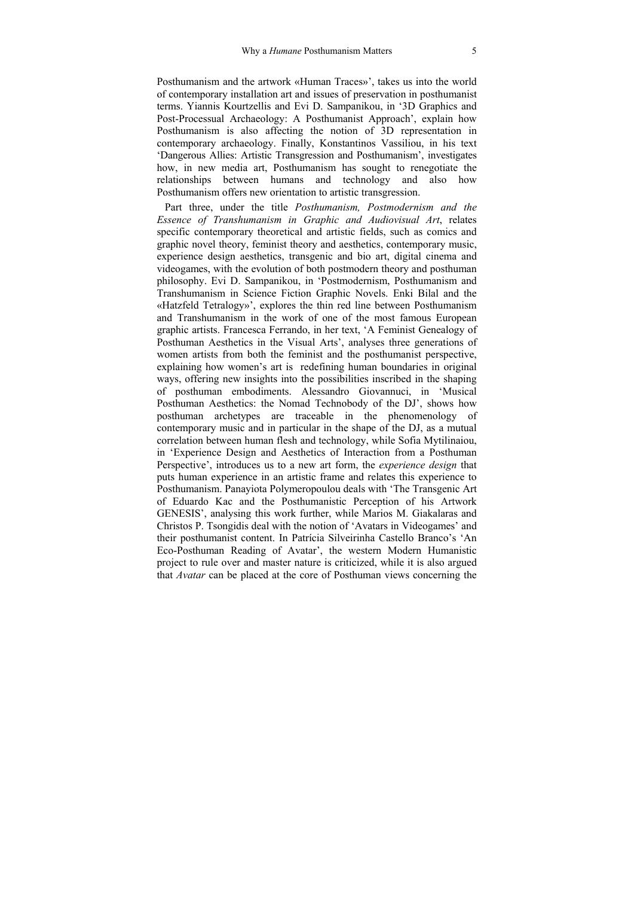Posthumanism and the artwork «Human Traces»', takes us into the world of contemporary installation art and issues of preservation in posthumanist terms. Yiannis Kourtzellis and Evi D. Sampanikou, in '3D Graphics and Post-Processual Archaeology: A Posthumanist Approach', explain how Posthumanism is also affecting the notion of 3D representation in contemporary archaeology. Finally, Konstantinos Vassiliou, in his text 'Dangerous Allies: Artistic Transgression and Posthumanism', investigates how, in new media art, Posthumanism has sought to renegotiate the relationships between humans and technology and also how Posthumanism offers new orientation to artistic transgression.

Part three, under the title *Posthumanism, Postmodernism and the Essence of Transhumanism in Graphic and Audiovisual Art*, relates specific contemporary theoretical and artistic fields, such as comics and graphic novel theory, feminist theory and aesthetics, contemporary music, experience design aesthetics, transgenic and bio art, digital cinema and videogames, with the evolution of both postmodern theory and posthuman philosophy. Evi D. Sampanikou, in 'Postmodernism, Posthumanism and Transhumanism in Science Fiction Graphic Novels. Enki Bilal and the «Hatzfeld Tetralogy»', explores the thin red line between Posthumanism and Transhumanism in the work of one of the most famous European graphic artists. Francesca Ferrando, in her text, 'A Feminist Genealogy of Posthuman Aesthetics in the Visual Arts', analyses three generations of women artists from both the feminist and the posthumanist perspective, explaining how women's art is redefining human boundaries in original ways, offering new insights into the possibilities inscribed in the shaping of posthuman embodiments. Alessandro Giovannuci, in 'Musical Posthuman Aesthetics: the Nomad Technobody of the DJ', shows how posthuman archetypes are traceable in the phenomenology of contemporary music and in particular in the shape of the DJ, as a mutual correlation between human flesh and technology, while Sofia Mytilinaiou, in 'Experience Design and Aesthetics of Interaction from a Posthuman Perspective', introduces us to a new art form, the *experience design* that puts human experience in an artistic frame and relates this experience to Posthumanism. Panayiota Polymeropoulou deals with 'The Transgenic Art of Eduardo Kac and the Posthumanistic Perception of his Artwork GENESIS', analysing this work further, while Marios M. Giakalaras and Christos P. Tsongidis deal with the notion of 'Avatars in Videogames' and their posthumanist content. In Patrícia Silveirinha Castello Branco's 'An Eco-Posthuman Reading of Avatar', the western Modern Humanistic project to rule over and master nature is criticized, while it is also argued that *Avatar* can be placed at the core of Posthuman views concerning the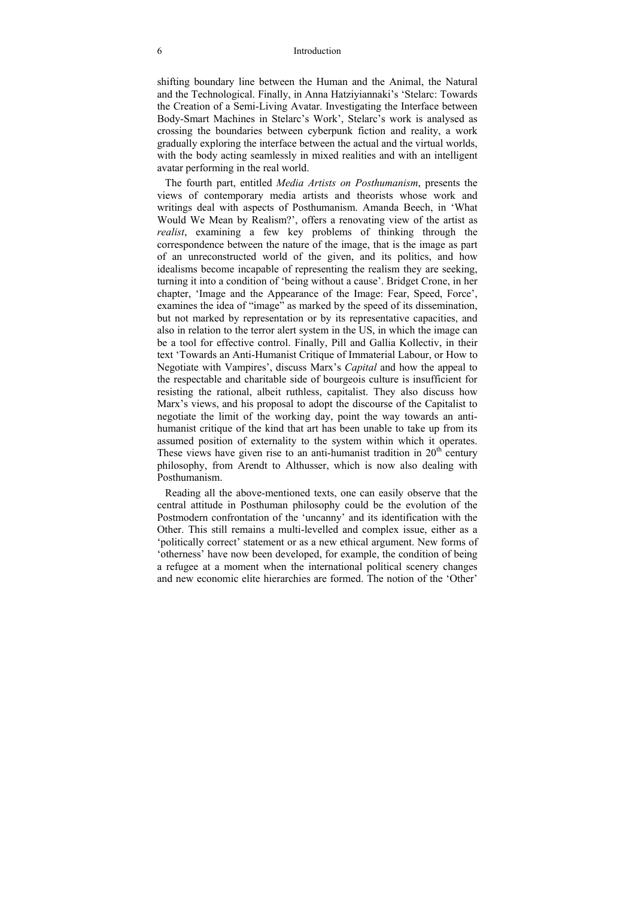shifting boundary line between the Human and the Animal, the Natural and the Technological. Finally, in Anna Hatziyiannaki's 'Stelarc: Towards the Creation of a Semi-Living Avatar. Investigating the Interface between Body-Smart Machines in Stelarc's Work', Stelarc's work is analysed as crossing the boundaries between cyberpunk fiction and reality, a work gradually exploring the interface between the actual and the virtual worlds, with the body acting seamlessly in mixed realities and with an intelligent avatar performing in the real world.

The fourth part, entitled *Media Artists on Posthumanism*, presents the views of contemporary media artists and theorists whose work and writings deal with aspects of Posthumanism. Amanda Beech, in 'What Would We Mean by Realism?', offers a renovating view of the artist as *realist*, examining a few key problems of thinking through the correspondence between the nature of the image, that is the image as part of an unreconstructed world of the given, and its politics, and how idealisms become incapable of representing the realism they are seeking, turning it into a condition of 'being without a cause'. Bridget Crone, in her chapter, 'Image and the Appearance of the Image: Fear, Speed, Force', examines the idea of "image" as marked by the speed of its dissemination, but not marked by representation or by its representative capacities, and also in relation to the terror alert system in the US, in which the image can be a tool for effective control. Finally, Pill and Gallia Kollectiv, in their text 'Towards an Anti-Humanist Critique of Immaterial Labour, or How to Negotiate with Vampires', discuss Marx's *Capital* and how the appeal to the respectable and charitable side of bourgeois culture is insufficient for resisting the rational, albeit ruthless, capitalist. They also discuss how Marx's views, and his proposal to adopt the discourse of the Capitalist to negotiate the limit of the working day, point the way towards an anti-humanist critique of the kind that art has been unable to take up from its assumed position of externality to the system within which it operates. These views have given rise to an anti-humanist tradition in 20th century philosophy, from Arendt to Althusser, which is now also dealing with Posthumanism.

Reading all the above-mentioned texts, one can easily observe that the central attitude in Posthuman philosophy could be the evolution of the Postmodern confrontation of the 'uncanny' and its identification with the Other. This still remains a multi-levelled and complex issue, either as a 'politically correct' statement or as a new ethical argument. New forms of 'otherness' have now been developed, for example, the condition of being a refugee at a moment when the international political scenery changes and new economic elite hierarchies are formed. The notion of the 'Other'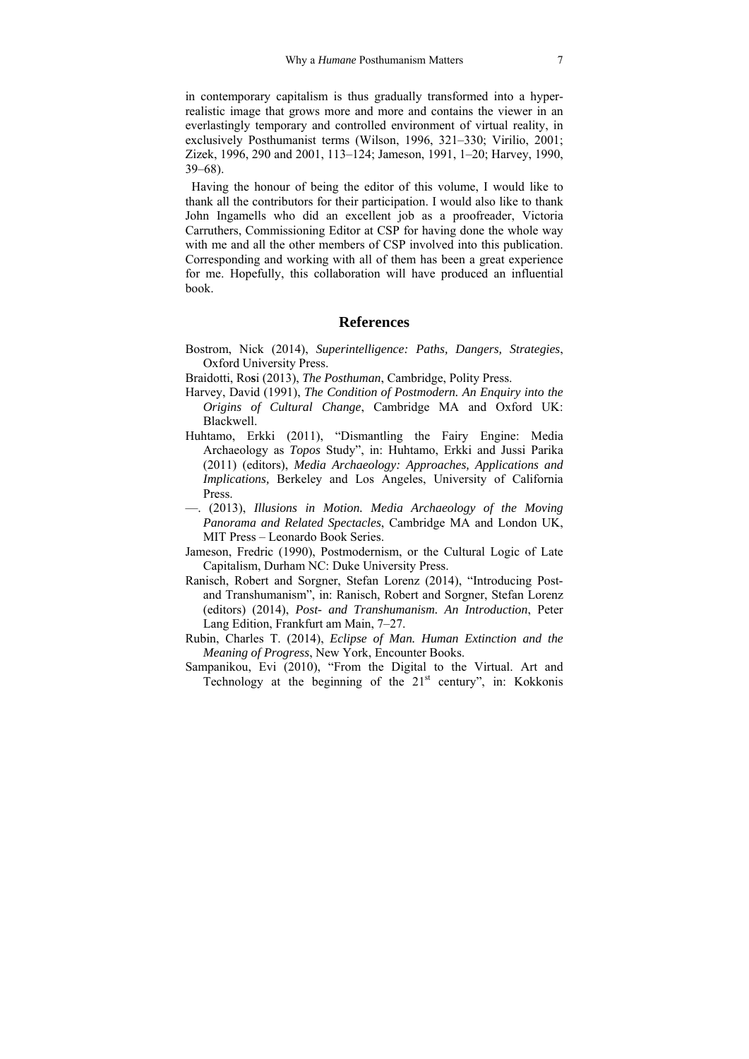in contemporary capitalism is thus gradually transformed into a hyper-realistic image that grows more and more and contains the viewer in an everlastingly temporary and controlled environment of virtual reality, in exclusively Posthumanist terms (Wilson, 1996, 321–330; Virilio, 2001; Zizek, 1996, 290 and 2001, 113–124; Jameson, 1991, 1–20; Harvey, 1990, 39–68).

Having the honour of being the editor of this volume, I would like to thank all the contributors for their participation. I would also like to thank John Ingamells who did an excellent job as a proofreader, Victoria Carruthers, Commissioning Editor at CSP for having done the whole way with me and all the other members of CSP involved into this publication. Corresponding and working with all of them has been a great experience for me. Hopefully, this collaboration will have produced an influential book.

## References

Bostrom, Nick (2014), *Superintelligence: Paths, Dangers, Strategies*, Oxford University Press.

Braidotti, Ro**s**i (2013), *The Posthuman*, Cambridge, Polity Press.

Harvey, David (1991), *The Condition of Postmodern. An Enquiry into the Origins of Cultural Change*, Cambridge MA and Oxford UK: Blackwell.

Huhtamo, Erkki (2011), "Dismantling the Fairy Engine: Media Archaeology as *Topos* Study", in: Huhtamo, Erkki and Jussi Parika (2011) (editors), *Media Archaeology: Approaches, Applications and Implications,* Berkeley and Los Angeles, University of California Press.

—. (2013), *Illusions in Motion. Media Archaeology of the Moving Panorama and Related Spectacles*, Cambridge MA and London UK, MIT Press – Leonardo Book Series.

Jameson, Fredric (1990), Postmodernism, or the Cultural Logic of Late Capitalism, Durham NC: Duke University Press.

Ranisch, Robert and Sorgner, Stefan Lorenz (2014), "Introducing Post- and Transhumanism", in: Ranisch, Robert and Sorgner, Stefan Lorenz (editors) (2014), *Post- and Transhumanism. An Introduction*, Peter Lang Edition, Frankfurt am Main, 7–27.

Rubin, Charles T. (2014), *Eclipse of Man. Human Extinction and the Meaning of Progress*, New York, Encounter Books.

Sampanikou, Evi (2010), "From the Digital to the Virtual. Art and Technology at the beginning of the 21st century", in: Kokkonis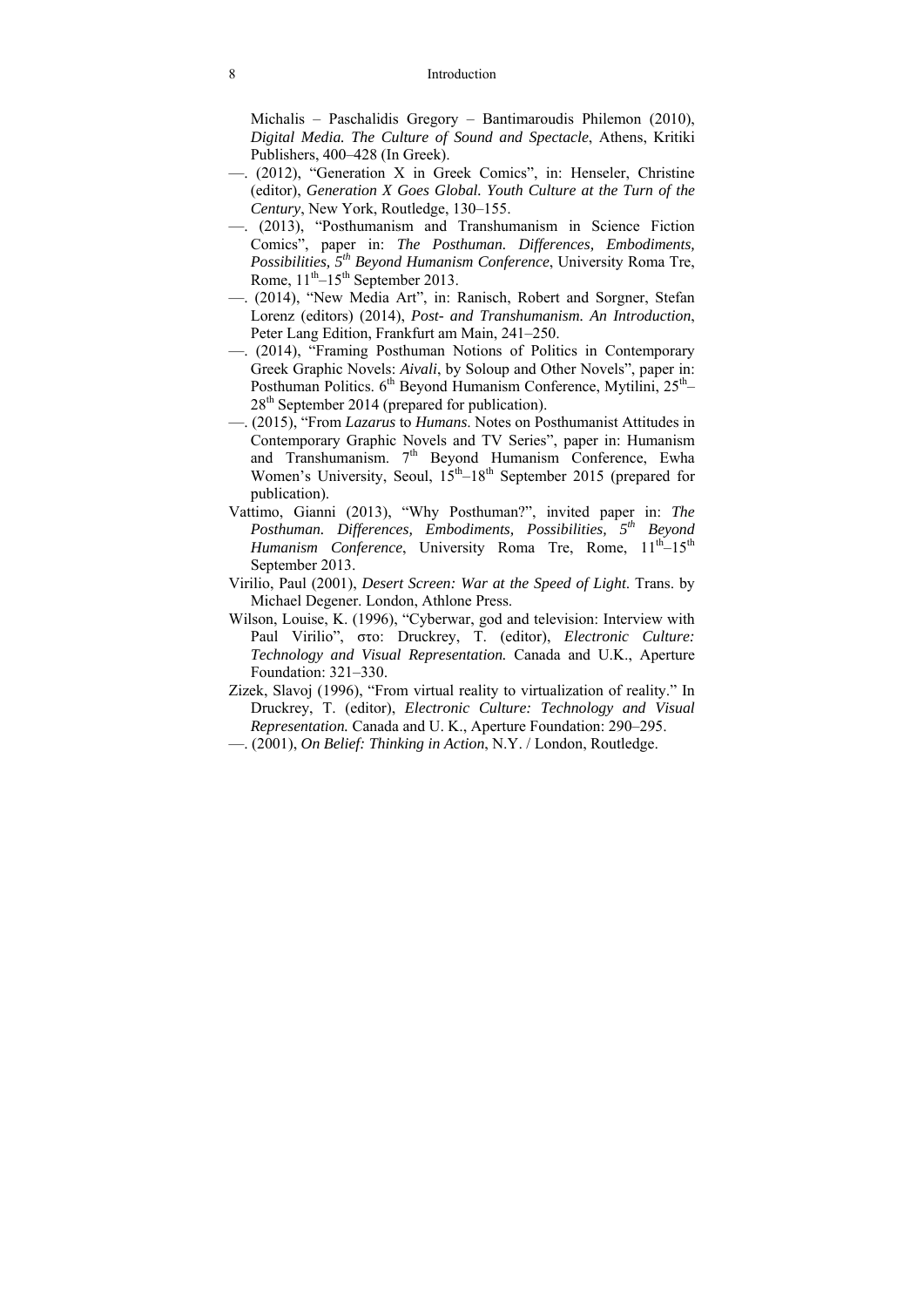Michalis – Paschalidis Gregory – Bantimaroudis Philemon (2010), *Digital Media. The Culture of Sound and Spectacle*, Athens, Kritiki Publishers, 400–428 (In Greek).

—. (2012), "Generation X in Greek Comics", in: Henseler, Christine (editor), *Generation X Goes Global. Youth Culture at the Turn of the Century*, New York, Routledge, 130–155.

—. (2013), "Posthumanism and Transhumanism in Science Fiction Comics", paper in: *The Posthuman. Differences, Embodiments, Possibilities, 5th Beyond Humanism Conference*, University Roma Tre, Rome, 11th–15th September 2013.

—. (2014), "New Media Art", in: Ranisch, Robert and Sorgner, Stefan Lorenz (editors) (2014), *Post- and Transhumanism. An Introduction*, Peter Lang Edition, Frankfurt am Main, 241–250.

—. (2014), "Framing Posthuman Notions of Politics in Contemporary Greek Graphic Novels: *Aivali*, by Soloup and Other Novels", paper in: Posthuman Politics. 6th Beyond Humanism Conference, Mytilini, 25th–28th September 2014 (prepared for publication).

—. (2015), "From *Lazarus* to *Humans*. Notes on Posthumanist Attitudes in Contemporary Graphic Novels and TV Series", paper in: Humanism and Transhumanism. 7th Beyond Humanism Conference, Ewha Women's University, Seoul, 15th–18th September 2015 (prepared for publication).

Vattimo, Gianni (2013), "Why Posthuman?", invited paper in: *The Posthuman. Differences, Embodiments, Possibilities, 5th Beyond Humanism Conference*, University Roma Tre, Rome, 11th–15th September 2013.

Virilio, Paul (2001), *Desert Screen: War at the Speed of Light*. Trans. by Michael Degener. London, Athlone Press.

Wilson, Louise, K. (1996), "Cyberwar, god and television: Interview with Paul Virilio", στο: Druckrey, T. (editor), *Electronic Culture: Technology and Visual Representation.* Canada and U.K., Aperture Foundation: 321–330.

Zizek, Slavoj (1996), "From virtual reality to virtualization of reality." In Druckrey, T. (editor), *Electronic Culture: Technology and Visual Representation.* Canada and U. K., Aperture Foundation: 290–295.

—. (2001), *On Belief: Thinking in Action*, N.Y. / London, Routledge.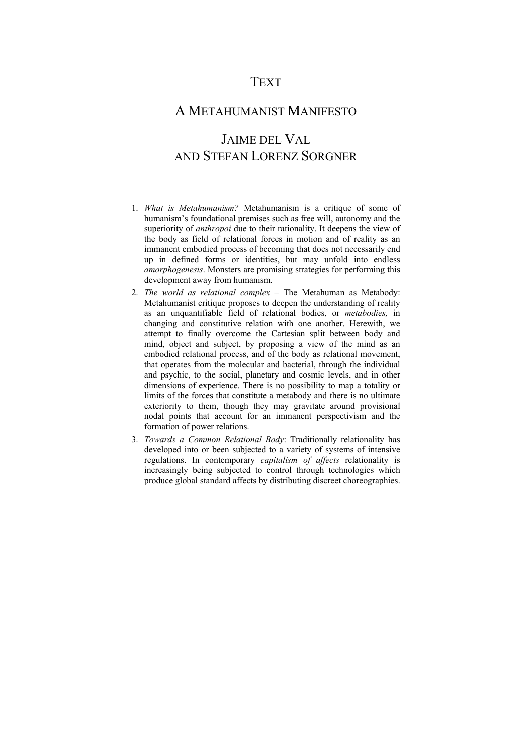# TEXT

# A METAHUMANIST MANIFESTO

## JAIME DEL VAL AND STEFAN LORENZ SORGNER

1. *What is Metahumanism?* Metahumanism is a critique of some of humanism's foundational premises such as free will, autonomy and the superiority of *anthropoi* due to their rationality. It deepens the view of the body as field of relational forces in motion and of reality as an immanent embodied process of becoming that does not necessarily end up in defined forms or identities, but may unfold into endless *amorphogenesis*. Monsters are promising strategies for performing this development away from humanism.
2. *The world as relational complex* – The Metahuman as Metabody: Metahumanist critique proposes to deepen the understanding of reality as an unquantifiable field of relational bodies, or *metabodies,* in changing and constitutive relation with one another. Herewith, we attempt to finally overcome the Cartesian split between body and mind, object and subject, by proposing a view of the mind as an embodied relational process, and of the body as relational movement, that operates from the molecular and bacterial, through the individual and psychic, to the social, planetary and cosmic levels, and in other dimensions of experience. There is no possibility to map a totality or limits of the forces that constitute a metabody and there is no ultimate exteriority to them, though they may gravitate around provisional nodal points that account for an immanent perspectivism and the formation of power relations.
3. *Towards a Common Relational Body*: Traditionally relationality has developed into or been subjected to a variety of systems of intensive regulations. In contemporary *capitalism of affects* relationality is increasingly being subjected to control through technologies which produce global standard affects by distributing discreet choreographies.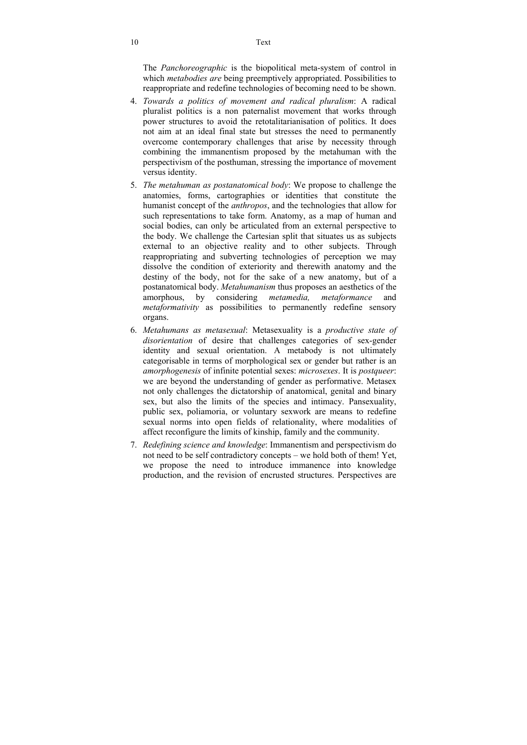The *Panchoreographic* is the biopolitical meta-system of control in which *metabodies are* being preemptively appropriated. Possibilities to reappropriate and redefine technologies of becoming need to be shown.

4. *Towards a politics of movement and radical pluralism*: A radical pluralist politics is a non paternalist movement that works through power structures to avoid the retotalitarianisation of politics. It does not aim at an ideal final state but stresses the need to permanently overcome contemporary challenges that arise by necessity through combining the immanentism proposed by the metahuman with the perspectivism of the posthuman, stressing the importance of movement versus identity.
5. *The metahuman as postanatomical body*: We propose to challenge the anatomies, forms, cartographies or identities that constitute the humanist concept of the *anthropos*, and the technologies that allow for such representations to take form. Anatomy, as a map of human and social bodies, can only be articulated from an external perspective to the body. We challenge the Cartesian split that situates us as subjects external to an objective reality and to other subjects. Through reappropriating and subverting technologies of perception we may dissolve the condition of exteriority and therewith anatomy and the destiny of the body, not for the sake of a new anatomy, but of a postanatomical body. *Metahumanism* thus proposes an aesthetics of the amorphous, by considering *metamedia, metaformance* and *metaformativity* as possibilities to permanently redefine sensory organs.
6. *Metahumans as metasexual*: Metasexuality is a *productive state of disorientation* of desire that challenges categories of sex-gender identity and sexual orientation. A metabody is not ultimately categorisable in terms of morphological sex or gender but rather is an *amorphogenesis* of infinite potential sexes: *microsexes*. It is *postqueer*: we are beyond the understanding of gender as performative. Metasex not only challenges the dictatorship of anatomical, genital and binary sex, but also the limits of the species and intimacy. Pansexuality, public sex, poliamoria, or voluntary sexwork are means to redefine sexual norms into open fields of relationality, where modalities of affect reconfigure the limits of kinship, family and the community.
7. *Redefining science and knowledge*: Immanentism and perspectivism do not need to be self contradictory concepts – we hold both of them! Yet, we propose the need to introduce immanence into knowledge production, and the revision of encrusted structures. Perspectives are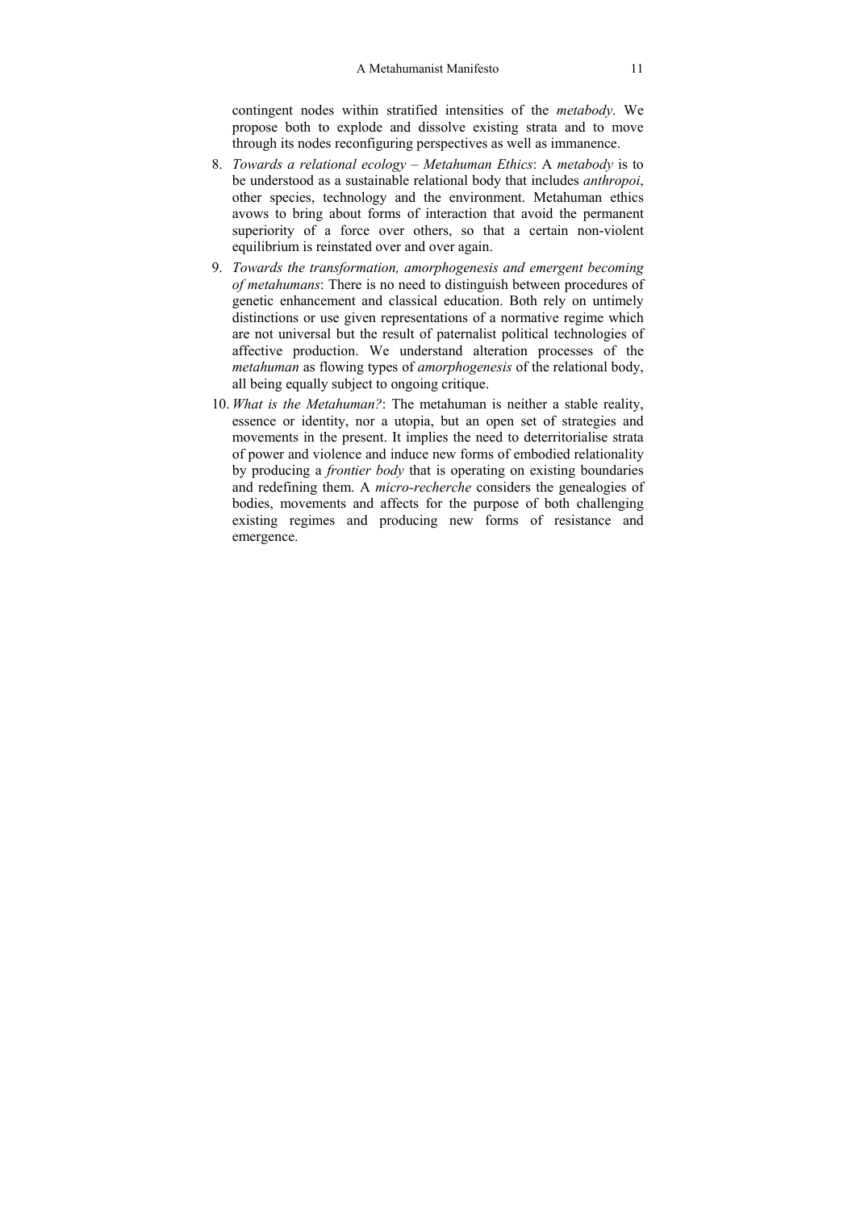contingent nodes within stratified intensities of the *metabody*. We propose both to explode and dissolve existing strata and to move through its nodes reconfiguring perspectives as well as immanence.

8. *Towards a relational ecology – Metahuman Ethics*: A *metabody* is to be understood as a sustainable relational body that includes *anthropoi*, other species, technology and the environment. Metahuman ethics avows to bring about forms of interaction that avoid the permanent superiority of a force over others, so that a certain non-violent equilibrium is reinstated over and over again.
9. *Towards the transformation, amorphogenesis and emergent becoming of metahumans*: There is no need to distinguish between procedures of genetic enhancement and classical education. Both rely on untimely distinctions or use given representations of a normative regime which are not universal but the result of paternalist political technologies of affective production. We understand alteration processes of the *metahuman* as flowing types of *amorphogenesis* of the relational body, all being equally subject to ongoing critique.
10. *What is the Metahuman?*: The metahuman is neither a stable reality, essence or identity, nor a utopia, but an open set of strategies and movements in the present. It implies the need to deterritorialise strata of power and violence and induce new forms of embodied relationality by producing a *frontier body* that is operating on existing boundaries and redefining them. A *micro-recherche* considers the genealogies of bodies, movements and affects for the purpose of both challenging existing regimes and producing new forms of resistance and emergence.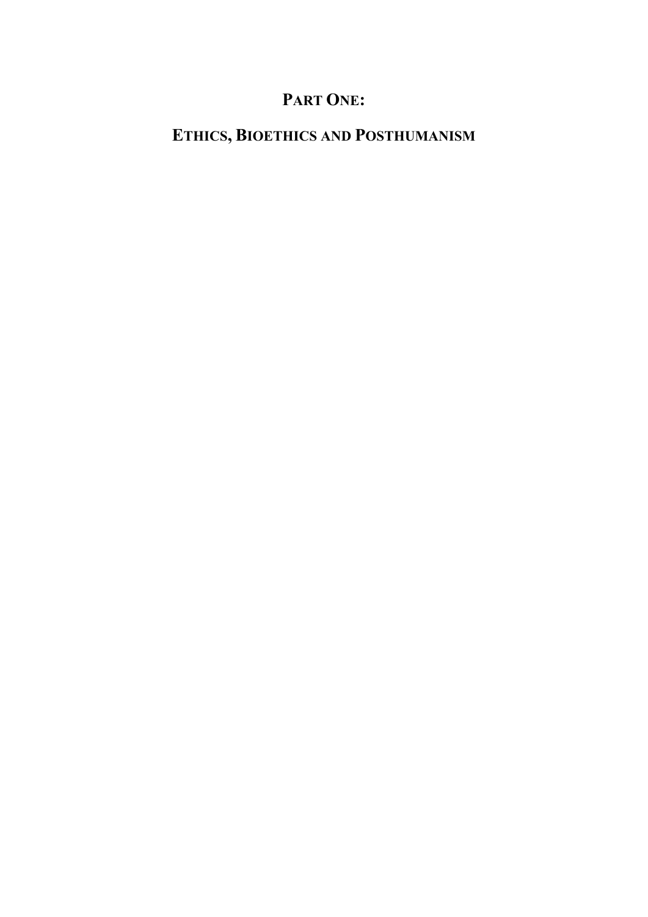# Part One:

# Ethics, Bioethics and Posthumanism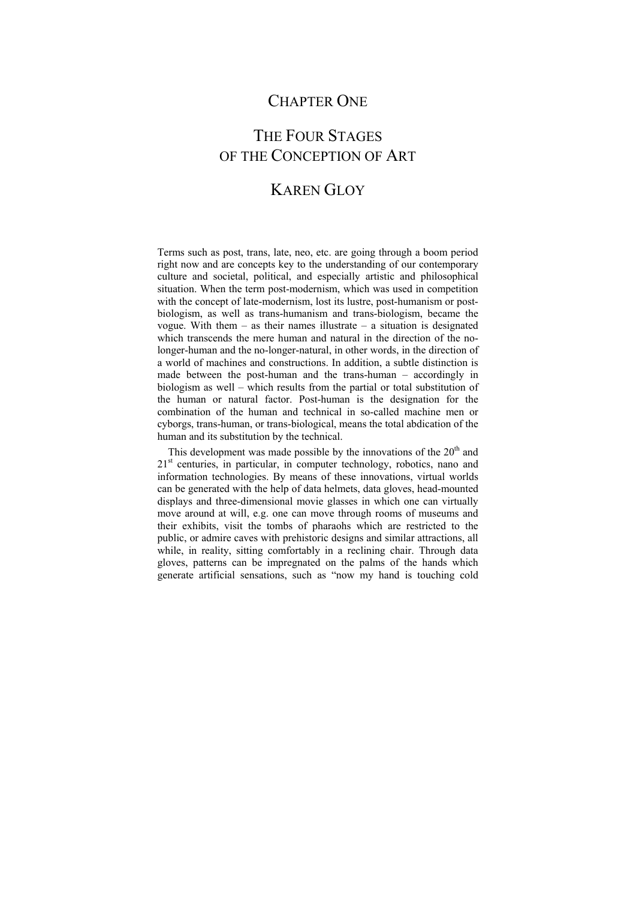# CHAPTER ONE

# THE FOUR STAGES OF THE CONCEPTION OF ART

## KAREN GLOY

Terms such as post, trans, late, neo, etc. are going through a boom period right now and are concepts key to the understanding of our contemporary culture and societal, political, and especially artistic and philosophical situation. When the term post-modernism, which was used in competition with the concept of late-modernism, lost its lustre, post-humanism or post-biologism, as well as trans-humanism and trans-biologism, became the vogue. With them – as their names illustrate – a situation is designated which transcends the mere human and natural in the direction of the no-longer-human and the no-longer-natural, in other words, in the direction of a world of machines and constructions. In addition, a subtle distinction is made between the post-human and the trans-human – accordingly in biologism as well – which results from the partial or total substitution of the human or natural factor. Post-human is the designation for the combination of the human and technical in so-called machine men or cyborgs, trans-human, or trans-biological, means the total abdication of the human and its substitution by the technical.

This development was made possible by the innovations of the 20th and 21st centuries, in particular, in computer technology, robotics, nano and information technologies. By means of these innovations, virtual worlds can be generated with the help of data helmets, data gloves, head-mounted displays and three-dimensional movie glasses in which one can virtually move around at will, e.g. one can move through rooms of museums and their exhibits, visit the tombs of pharaohs which are restricted to the public, or admire caves with prehistoric designs and similar attractions, all while, in reality, sitting comfortably in a reclining chair. Through data gloves, patterns can be impregnated on the palms of the hands which generate artificial sensations, such as "now my hand is touching cold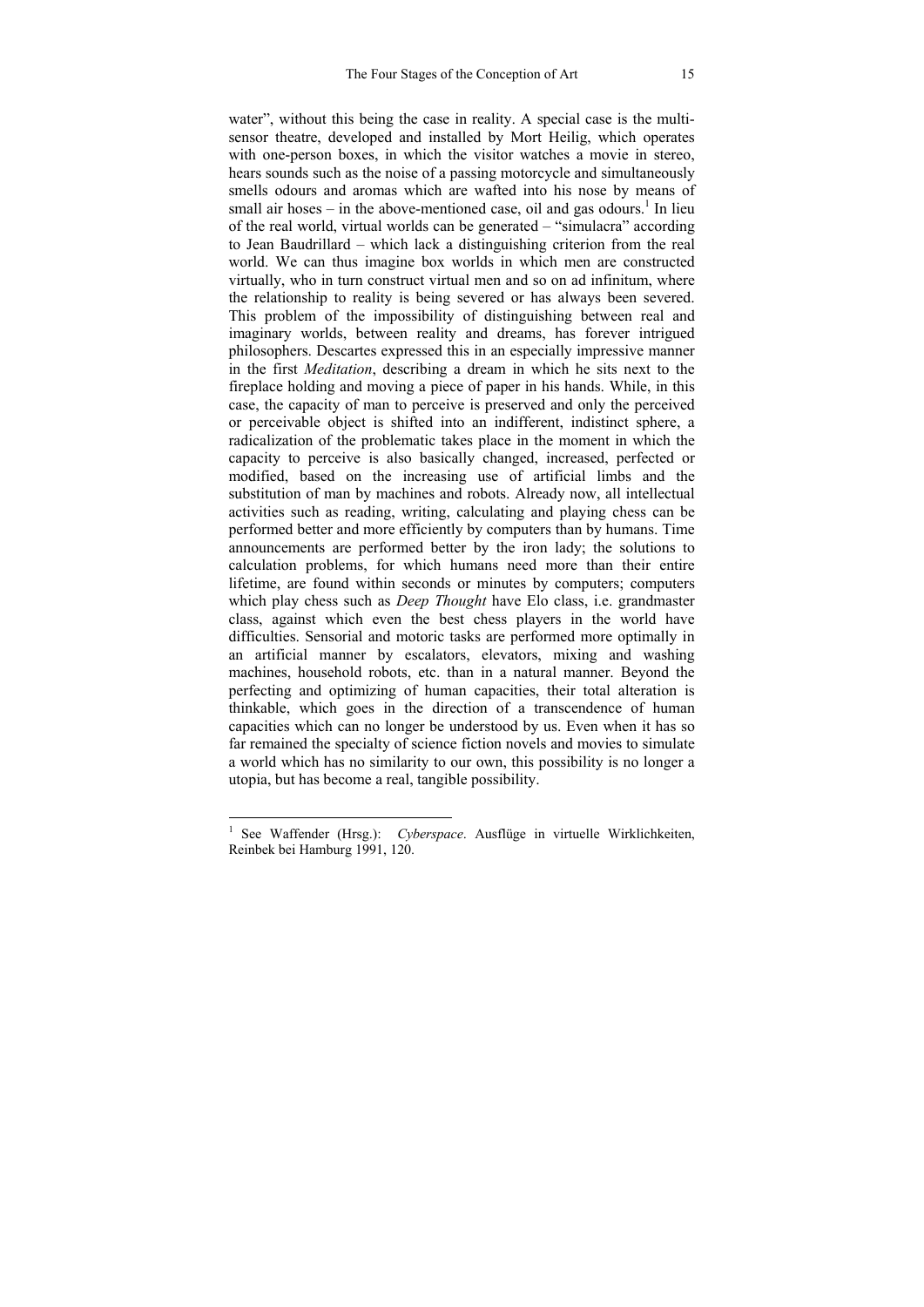water", without this being the case in reality. A special case is the multi-sensor theatre, developed and installed by Mort Heilig, which operates with one-person boxes, in which the visitor watches a movie in stereo, hears sounds such as the noise of a passing motorcycle and simultaneously smells odours and aromas which are wafted into his nose by means of small air hoses – in the above-mentioned case, oil and gas odours.[1] In lieu of the real world, virtual worlds can be generated – "simulacra" according to Jean Baudrillard – which lack a distinguishing criterion from the real world. We can thus imagine box worlds in which men are constructed virtually, who in turn construct virtual men and so on ad infinitum, where the relationship to reality is being severed or has always been severed. This problem of the impossibility of distinguishing between real and imaginary worlds, between reality and dreams, has forever intrigued philosophers. Descartes expressed this in an especially impressive manner in the first *Meditation*, describing a dream in which he sits next to the fireplace holding and moving a piece of paper in his hands. While, in this case, the capacity of man to perceive is preserved and only the perceived or perceivable object is shifted into an indifferent, indistinct sphere, a radicalization of the problematic takes place in the moment in which the capacity to perceive is also basically changed, increased, perfected or modified, based on the increasing use of artificial limbs and the substitution of man by machines and robots. Already now, all intellectual activities such as reading, writing, calculating and playing chess can be performed better and more efficiently by computers than by humans. Time announcements are performed better by the iron lady; the solutions to calculation problems, for which humans need more than their entire lifetime, are found within seconds or minutes by computers; computers which play chess such as *Deep Thought* have Elo class, i.e. grandmaster class, against which even the best chess players in the world have difficulties. Sensorial and motoric tasks are performed more optimally in an artificial manner by escalators, elevators, mixing and washing machines, household robots, etc. than in a natural manner. Beyond the perfecting and optimizing of human capacities, their total alteration is thinkable, which goes in the direction of a transcendence of human capacities which can no longer be understood by us. Even when it has so far remained the specialty of science fiction novels and movies to simulate a world which has no similarity to our own, this possibility is no longer a utopia, but has become a real, tangible possibility.

---

[1] See Waffender (Hrsg.): *Cyberspace*. Ausflüge in virtuelle Wirklichkeiten, Reinbek bei Hamburg 1991, 120.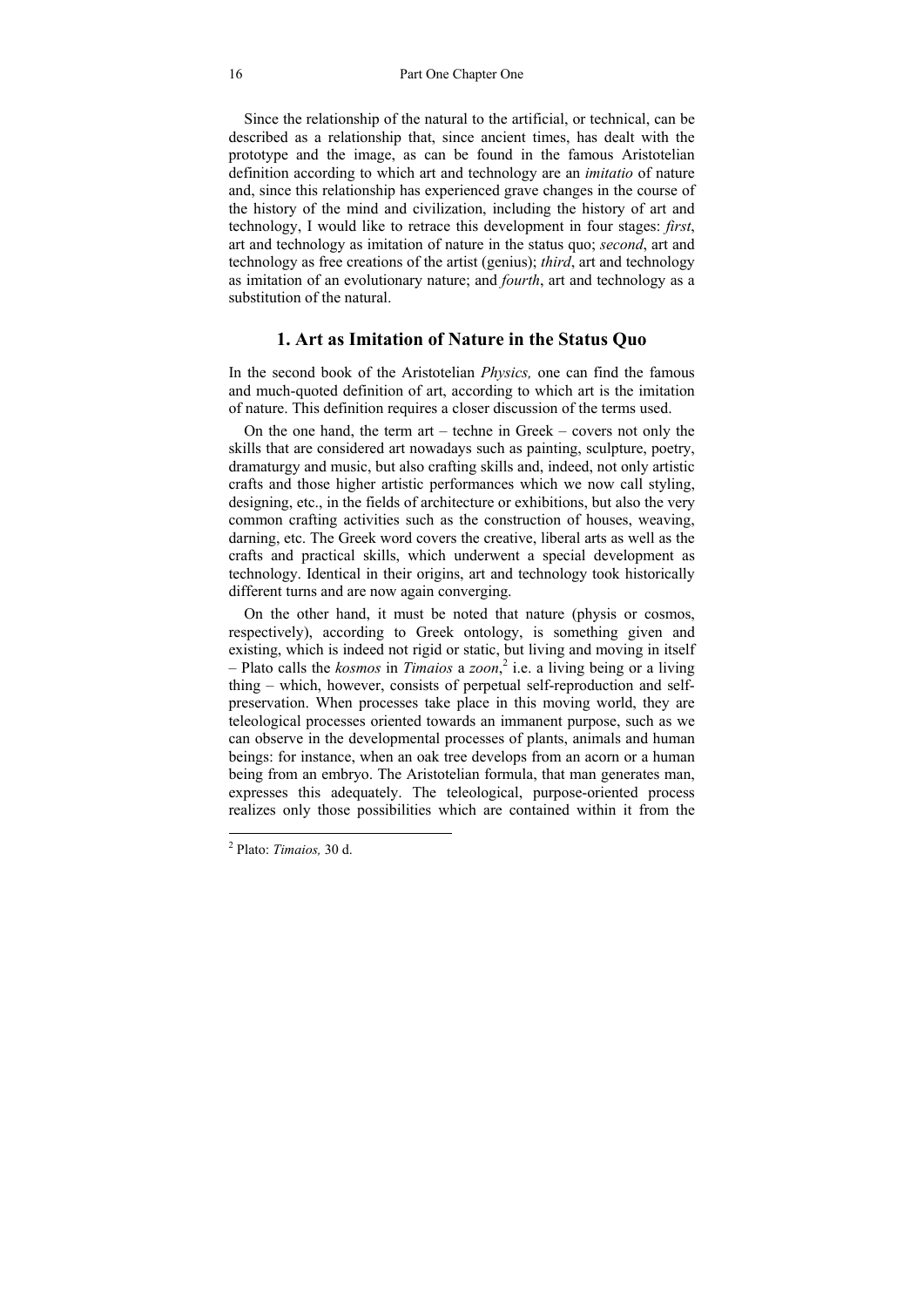Since the relationship of the natural to the artificial, or technical, can be described as a relationship that, since ancient times, has dealt with the prototype and the image, as can be found in the famous Aristotelian definition according to which art and technology are an *imitatio* of nature and, since this relationship has experienced grave changes in the course of the history of the mind and civilization, including the history of art and technology, I would like to retrace this development in four stages: *first*, art and technology as imitation of nature in the status quo; *second*, art and technology as free creations of the artist (genius); *third*, art and technology as imitation of an evolutionary nature; and *fourth*, art and technology as a substitution of the natural.

## 1. Art as Imitation of Nature in the Status Quo

In the second book of the Aristotelian *Physics,* one can find the famous and much-quoted definition of art, according to which art is the imitation of nature. This definition requires a closer discussion of the terms used.

On the one hand, the term art – techne in Greek – covers not only the skills that are considered art nowadays such as painting, sculpture, poetry, dramaturgy and music, but also crafting skills and, indeed, not only artistic crafts and those higher artistic performances which we now call styling, designing, etc., in the fields of architecture or exhibitions, but also the very common crafting activities such as the construction of houses, weaving, darning, etc. The Greek word covers the creative, liberal arts as well as the crafts and practical skills, which underwent a special development as technology. Identical in their origins, art and technology took historically different turns and are now again converging.

On the other hand, it must be noted that nature (physis or cosmos, respectively), according to Greek ontology, is something given and existing, which is indeed not rigid or static, but living and moving in itself – Plato calls the *kosmos* in *Timaios* a *zoon*,[2] i.e. a living being or a living thing – which, however, consists of perpetual self-reproduction and self-preservation. When processes take place in this moving world, they are teleological processes oriented towards an immanent purpose, such as we can observe in the developmental processes of plants, animals and human beings: for instance, when an oak tree develops from an acorn or a human being from an embryo. The Aristotelian formula, that man generates man, expresses this adequately. The teleological, purpose-oriented process realizes only those possibilities which are contained within it from the

[2] Plato: *Timaios,* 30 d.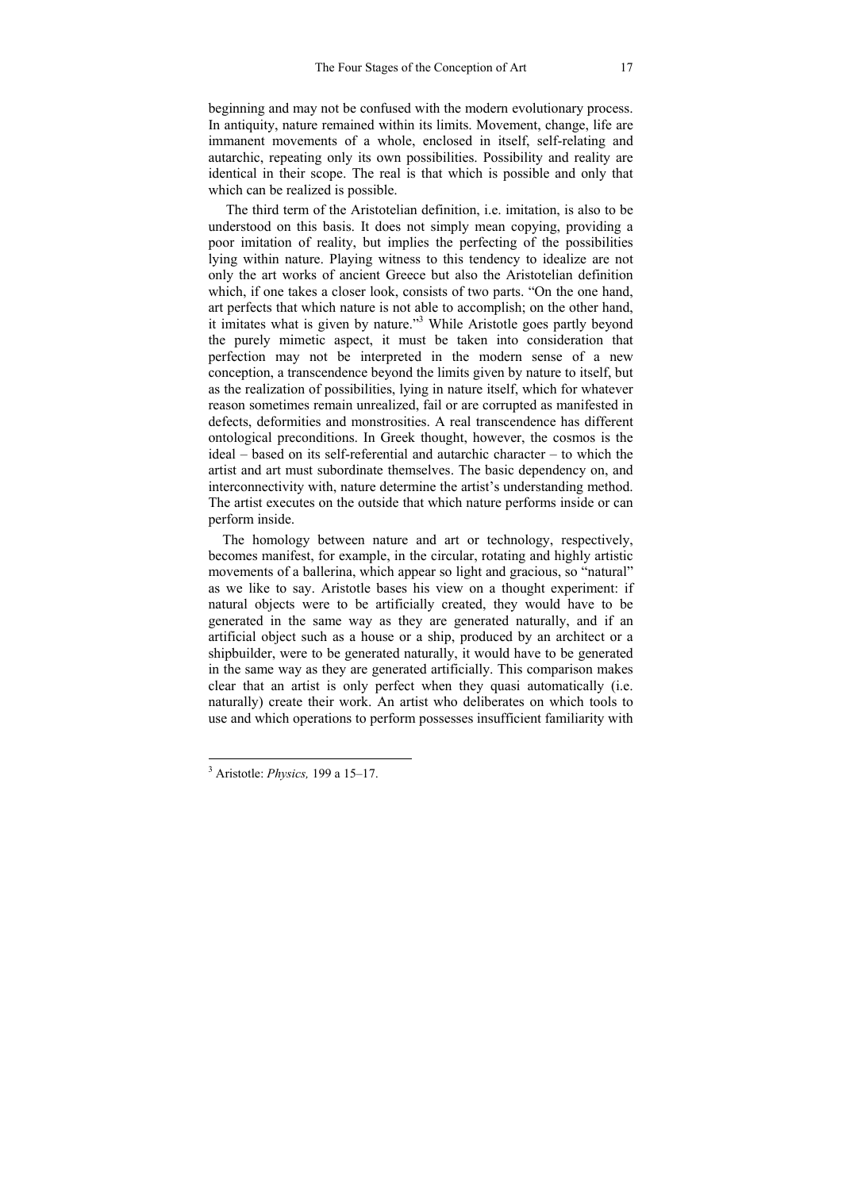beginning and may not be confused with the modern evolutionary process. In antiquity, nature remained within its limits. Movement, change, life are immanent movements of a whole, enclosed in itself, self-relating and autarchic, repeating only its own possibilities. Possibility and reality are identical in their scope. The real is that which is possible and only that which can be realized is possible.

The third term of the Aristotelian definition, i.e. imitation, is also to be understood on this basis. It does not simply mean copying, providing a poor imitation of reality, but implies the perfecting of the possibilities lying within nature. Playing witness to this tendency to idealize are not only the art works of ancient Greece but also the Aristotelian definition which, if one takes a closer look, consists of two parts. "On the one hand, art perfects that which nature is not able to accomplish; on the other hand, it imitates what is given by nature."[3] While Aristotle goes partly beyond the purely mimetic aspect, it must be taken into consideration that perfection may not be interpreted in the modern sense of a new conception, a transcendence beyond the limits given by nature to itself, but as the realization of possibilities, lying in nature itself, which for whatever reason sometimes remain unrealized, fail or are corrupted as manifested in defects, deformities and monstrosities. A real transcendence has different ontological preconditions. In Greek thought, however, the cosmos is the ideal – based on its self-referential and autarchic character – to which the artist and art must subordinate themselves. The basic dependency on, and interconnectivity with, nature determine the artist's understanding method. The artist executes on the outside that which nature performs inside or can perform inside.

The homology between nature and art or technology, respectively, becomes manifest, for example, in the circular, rotating and highly artistic movements of a ballerina, which appear so light and gracious, so "natural" as we like to say. Aristotle bases his view on a thought experiment: if natural objects were to be artificially created, they would have to be generated in the same way as they are generated naturally, and if an artificial object such as a house or a ship, produced by an architect or a shipbuilder, were to be generated naturally, it would have to be generated in the same way as they are generated artificially. This comparison makes clear that an artist is only perfect when they quasi automatically (i.e. naturally) create their work. An artist who deliberates on which tools to use and which operations to perform possesses insufficient familiarity with

---

[3] Aristotle: *Physics,* 199 a 15–17.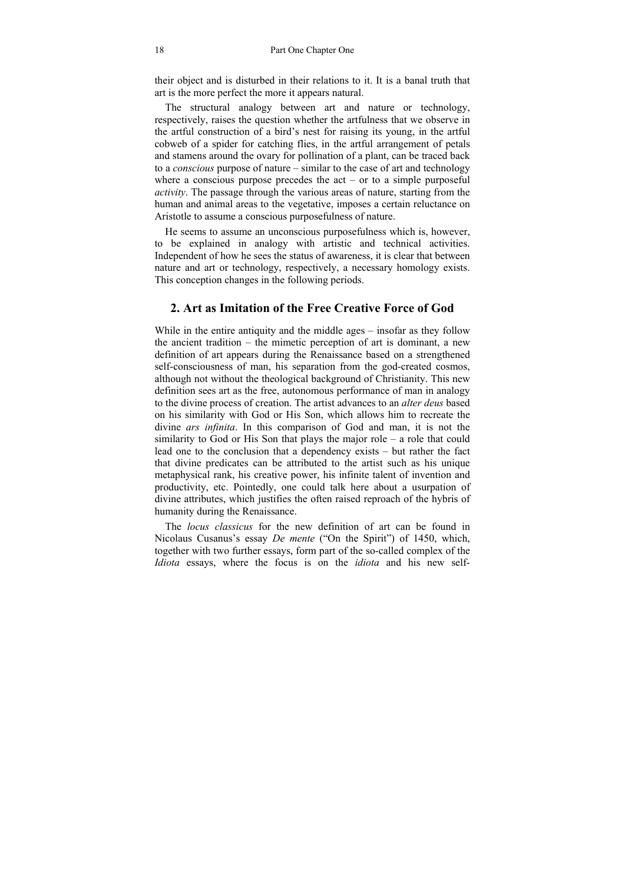their object and is disturbed in their relations to it. It is a banal truth that art is the more perfect the more it appears natural.

The structural analogy between art and nature or technology, respectively, raises the question whether the artfulness that we observe in the artful construction of a bird's nest for raising its young, in the artful cobweb of a spider for catching flies, in the artful arrangement of petals and stamens around the ovary for pollination of a plant, can be traced back to a *conscious* purpose of nature – similar to the case of art and technology where a conscious purpose precedes the act – or to a simple purposeful *activity*. The passage through the various areas of nature, starting from the human and animal areas to the vegetative, imposes a certain reluctance on Aristotle to assume a conscious purposefulness of nature.

He seems to assume an unconscious purposefulness which is, however, to be explained in analogy with artistic and technical activities. Independent of how he sees the status of awareness, it is clear that between nature and art or technology, respectively, a necessary homology exists. This conception changes in the following periods.

## 2. Art as Imitation of the Free Creative Force of God

While in the entire antiquity and the middle ages – insofar as they follow the ancient tradition – the mimetic perception of art is dominant, a new definition of art appears during the Renaissance based on a strengthened self-consciousness of man, his separation from the god-created cosmos, although not without the theological background of Christianity. This new definition sees art as the free, autonomous performance of man in analogy to the divine process of creation. The artist advances to an *alter deus* based on his similarity with God or His Son, which allows him to recreate the divine *ars infinita*. In this comparison of God and man, it is not the similarity to God or His Son that plays the major role – a role that could lead one to the conclusion that a dependency exists – but rather the fact that divine predicates can be attributed to the artist such as his unique metaphysical rank, his creative power, his infinite talent of invention and productivity, etc. Pointedly, one could talk here about a usurpation of divine attributes, which justifies the often raised reproach of the hybris of humanity during the Renaissance.

The *locus classicus* for the new definition of art can be found in Nicolaus Cusanus's essay *De mente* ("On the Spirit") of 1450, which, together with two further essays, form part of the so-called complex of the *Idiota* essays, where the focus is on the *idiota* and his new self-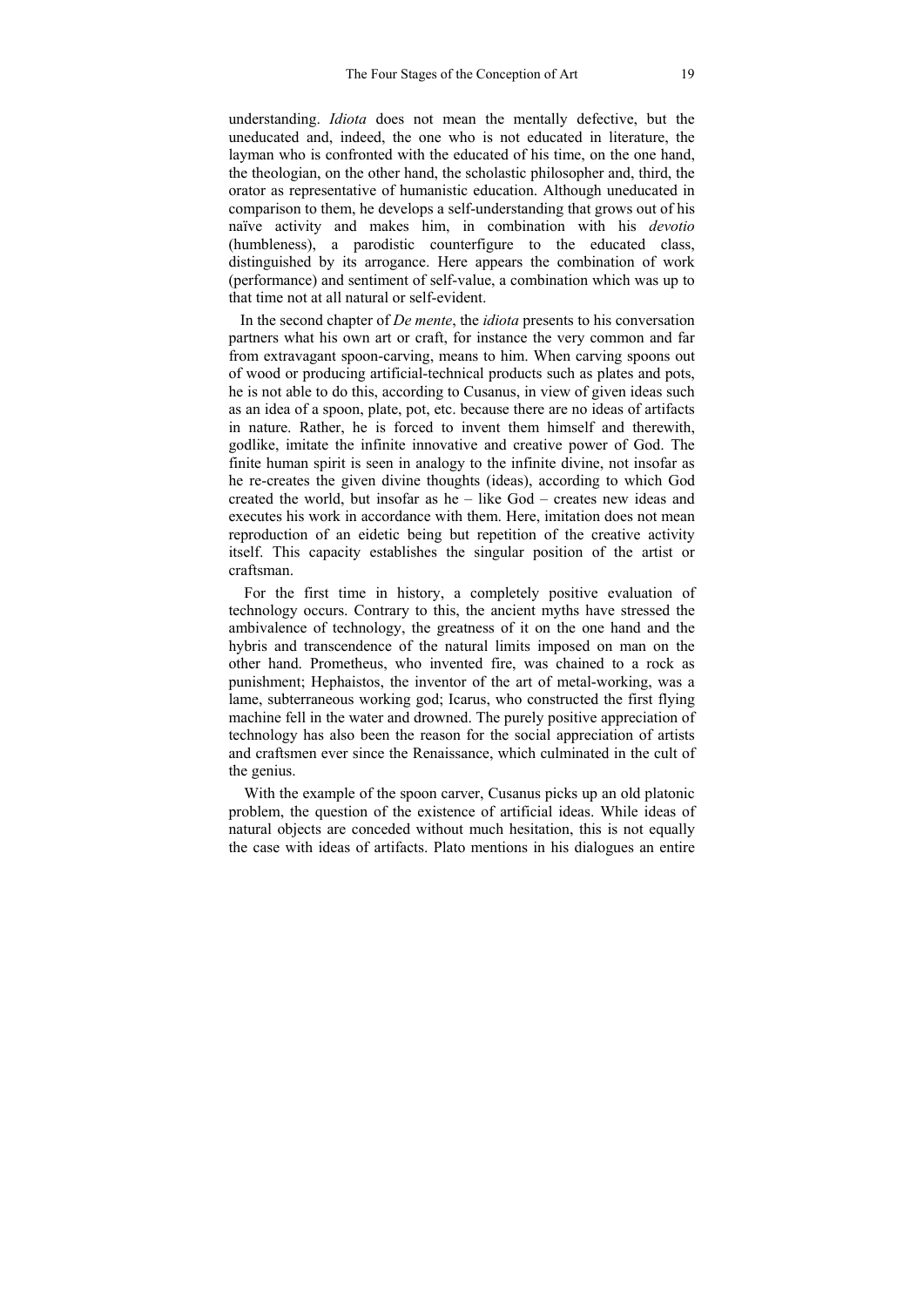understanding. *Idiota* does not mean the mentally defective, but the uneducated and, indeed, the one who is not educated in literature, the layman who is confronted with the educated of his time, on the one hand, the theologian, on the other hand, the scholastic philosopher and, third, the orator as representative of humanistic education. Although uneducated in comparison to them, he develops a self-understanding that grows out of his naïve activity and makes him, in combination with his *devotio* (humbleness), a parodistic counterfigure to the educated class, distinguished by its arrogance. Here appears the combination of work (performance) and sentiment of self-value, a combination which was up to that time not at all natural or self-evident.

In the second chapter of *De mente*, the *idiota* presents to his conversation partners what his own art or craft, for instance the very common and far from extravagant spoon-carving, means to him. When carving spoons out of wood or producing artificial-technical products such as plates and pots, he is not able to do this, according to Cusanus, in view of given ideas such as an idea of a spoon, plate, pot, etc. because there are no ideas of artifacts in nature. Rather, he is forced to invent them himself and therewith, godlike, imitate the infinite innovative and creative power of God. The finite human spirit is seen in analogy to the infinite divine, not insofar as he re-creates the given divine thoughts (ideas), according to which God created the world, but insofar as he – like God – creates new ideas and executes his work in accordance with them. Here, imitation does not mean reproduction of an eidetic being but repetition of the creative activity itself. This capacity establishes the singular position of the artist or craftsman.

For the first time in history, a completely positive evaluation of technology occurs. Contrary to this, the ancient myths have stressed the ambivalence of technology, the greatness of it on the one hand and the hybris and transcendence of the natural limits imposed on man on the other hand. Prometheus, who invented fire, was chained to a rock as punishment; Hephaistos, the inventor of the art of metal-working, was a lame, subterraneous working god; Icarus, who constructed the first flying machine fell in the water and drowned. The purely positive appreciation of technology has also been the reason for the social appreciation of artists and craftsmen ever since the Renaissance, which culminated in the cult of the genius.

With the example of the spoon carver, Cusanus picks up an old platonic problem, the question of the existence of artificial ideas. While ideas of natural objects are conceded without much hesitation, this is not equally the case with ideas of artifacts. Plato mentions in his dialogues an entire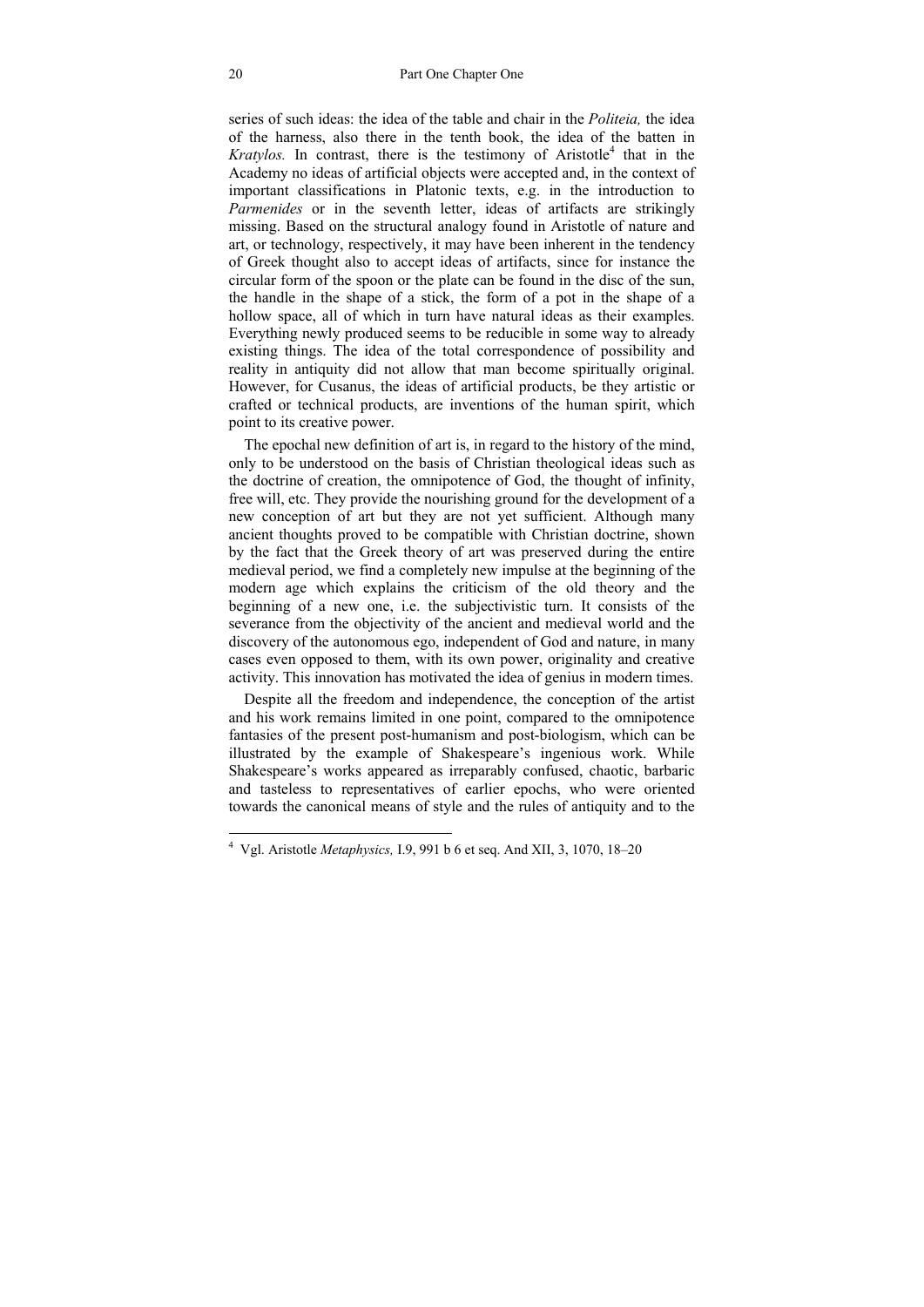series of such ideas: the idea of the table and chair in the *Politeia,* the idea of the harness, also there in the tenth book, the idea of the batten in *Kratylos.* In contrast, there is the testimony of Aristotle[4] that in the Academy no ideas of artificial objects were accepted and, in the context of important classifications in Platonic texts, e.g. in the introduction to *Parmenides* or in the seventh letter, ideas of artifacts are strikingly missing. Based on the structural analogy found in Aristotle of nature and art, or technology, respectively, it may have been inherent in the tendency of Greek thought also to accept ideas of artifacts, since for instance the circular form of the spoon or the plate can be found in the disc of the sun, the handle in the shape of a stick, the form of a pot in the shape of a hollow space, all of which in turn have natural ideas as their examples. Everything newly produced seems to be reducible in some way to already existing things. The idea of the total correspondence of possibility and reality in antiquity did not allow that man become spiritually original. However, for Cusanus, the ideas of artificial products, be they artistic or crafted or technical products, are inventions of the human spirit, which point to its creative power.

The epochal new definition of art is, in regard to the history of the mind, only to be understood on the basis of Christian theological ideas such as the doctrine of creation, the omnipotence of God, the thought of infinity, free will, etc. They provide the nourishing ground for the development of a new conception of art but they are not yet sufficient. Although many ancient thoughts proved to be compatible with Christian doctrine, shown by the fact that the Greek theory of art was preserved during the entire medieval period, we find a completely new impulse at the beginning of the modern age which explains the criticism of the old theory and the beginning of a new one, i.e. the subjectivistic turn. It consists of the severance from the objectivity of the ancient and medieval world and the discovery of the autonomous ego, independent of God and nature, in many cases even opposed to them, with its own power, originality and creative activity. This innovation has motivated the idea of genius in modern times.

Despite all the freedom and independence, the conception of the artist and his work remains limited in one point, compared to the omnipotence fantasies of the present post-humanism and post-biologism, which can be illustrated by the example of Shakespeare's ingenious work. While Shakespeare's works appeared as irreparably confused, chaotic, barbaric and tasteless to representatives of earlier epochs, who were oriented towards the canonical means of style and the rules of antiquity and to the

---

[4] Vgl. Aristotle *Metaphysics,* I.9, 991 b 6 et seq. And XII, 3, 1070, 18–20